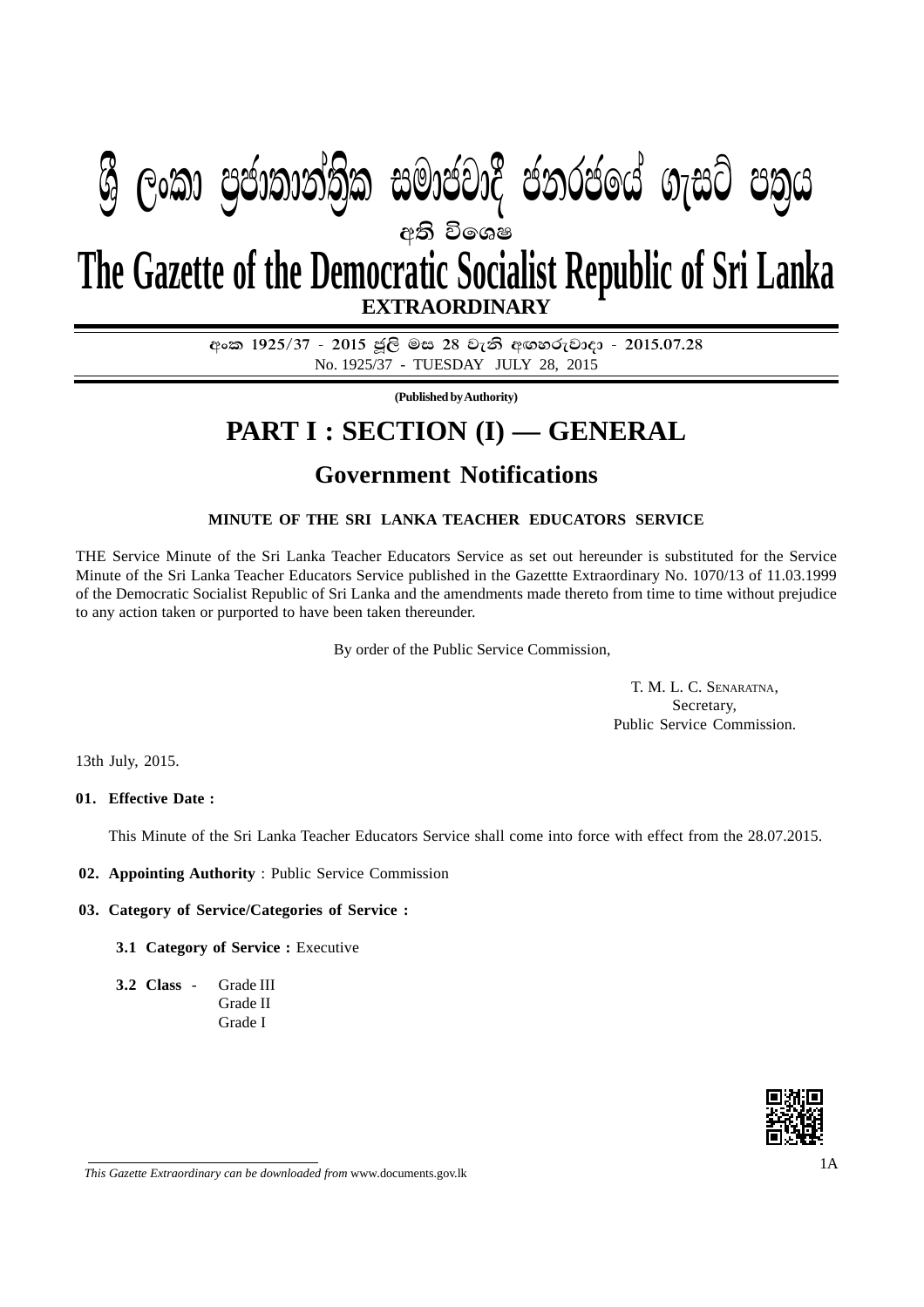# ශ්‍රී ලංකා ප්‍රජාතාන්ත්‍රික සමාජවාදී ජනරජයේ ගැසට් පත්‍රය

අති විශෙෂ

# The Gazette of the Democratic Socialist Republic of Sri Lanka

**EXTRAORDINARY**

අංක 1925/37 - 2015 ජූලි මස 28 වැනි අඟහරුවාදා - 2015.07.28

No. 1925/37 - TUESDAY JULY 28, 2015

**(Published by Authority)**

# PART I : SECTION (I) — GENERAL

## Government Notifications

**MINUTE OF THE SRI LANKA TEACHER EDUCATORS SERVICE**

THE Service Minute of the Sri Lanka Teacher Educators Service as set out hereunder is substituted for the Service Minute of the Sri Lanka Teacher Educators Service published in the Gazettte Extraordinary No. 1070/13 of 11.03.1999 of the Democratic Socialist Republic of Sri Lanka and the amendments made thereto from time to time without prejudice to any action taken or purported to have been taken thereunder.

By order of the Public Service Commission,

T. M. L. C. Senaratna,
Secretary,
Public Service Commission.

13th July, 2015.

**01. Effective Date :**

This Minute of the Sri Lanka Teacher Educators Service shall come into force with effect from the 28.07.2015.

**02. Appointing Authority** : Public Service Commission

**03. Category of Service/Categories of Service :**

**3.1 Category of Service :** Executive

**3.2 Class** - Grade III
Grade II
Grade I

*This Gazette Extraordinary can be downloaded from* www.documents.gov.lk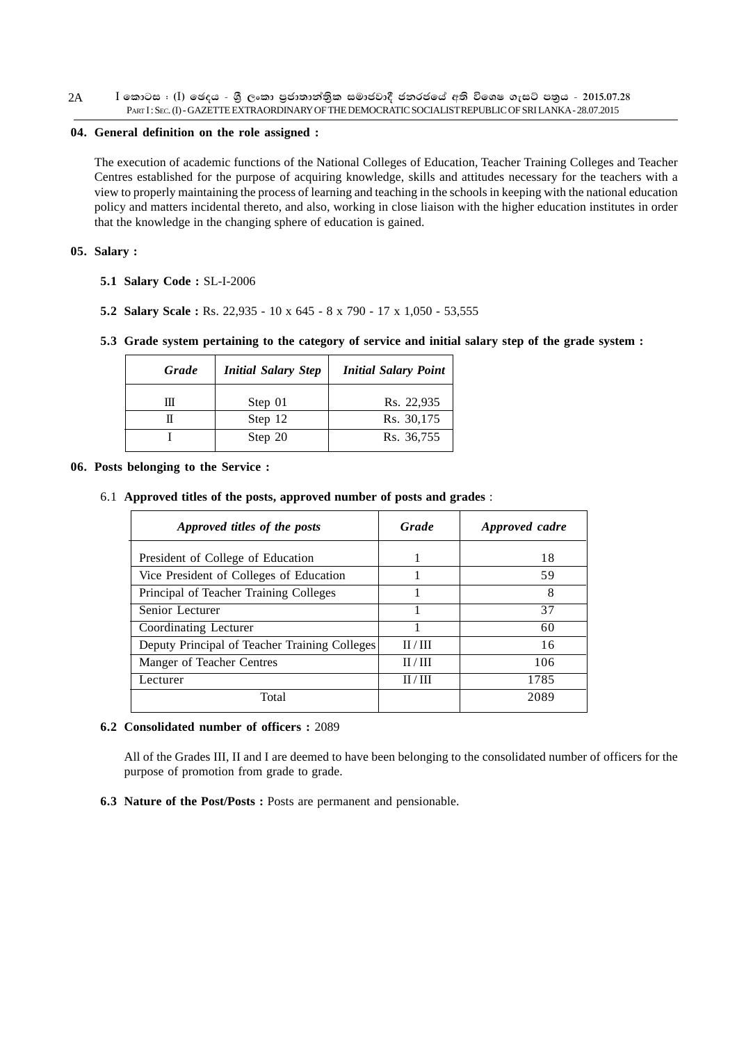**04. General definition on the role assigned :**

The execution of academic functions of the National Colleges of Education, Teacher Training Colleges and Teacher Centres established for the purpose of acquiring knowledge, skills and attitudes necessary for the teachers with a view to properly maintaining the process of learning and teaching in the schools in keeping with the national education policy and matters incidental thereto, and also, working in close liaison with the higher education institutes in order that the knowledge in the changing sphere of education is gained.

**05. Salary :**

**5.1 Salary Code :** SL-I-2006

**5.2 Salary Scale :** Rs. 22,935 - 10 x 645 - 8 x 790 - 17 x 1,050 - 53,555

**5.3 Grade system pertaining to the category of service and initial salary step of the grade system :**

| *Grade* | *Initial Salary Step* | *Initial Salary Point* |
|---|---|---|
| III | Step 01 | Rs. 22,935 |
| II | Step 12 | Rs. 30,175 |
| I | Step 20 | Rs. 36,755 |

**06. Posts belonging to the Service :**

6.1 **Approved titles of the posts, approved number of posts and grades** :

| *Approved titles of the posts* | *Grade* | *Approved cadre* |
|---|---|---|
| President of College of Education | 1 | 18 |
| Vice President of Colleges of Education | 1 | 59 |
| Principal of Teacher Training Colleges | 1 | 8 |
| Senior Lecturer | 1 | 37 |
| Coordinating Lecturer | 1 | 60 |
| Deputy Principal of Teacher Training Colleges | II / III | 16 |
| Manger of Teacher Centres | II / III | 106 |
| Lecturer | II / III | 1785 |
| Total | | 2089 |

**6.2 Consolidated number of officers :** 2089

All of the Grades III, II and I are deemed to have been belonging to the consolidated number of officers for the purpose of promotion from grade to grade.

**6.3 Nature of the Post/Posts :** Posts are permanent and pensionable.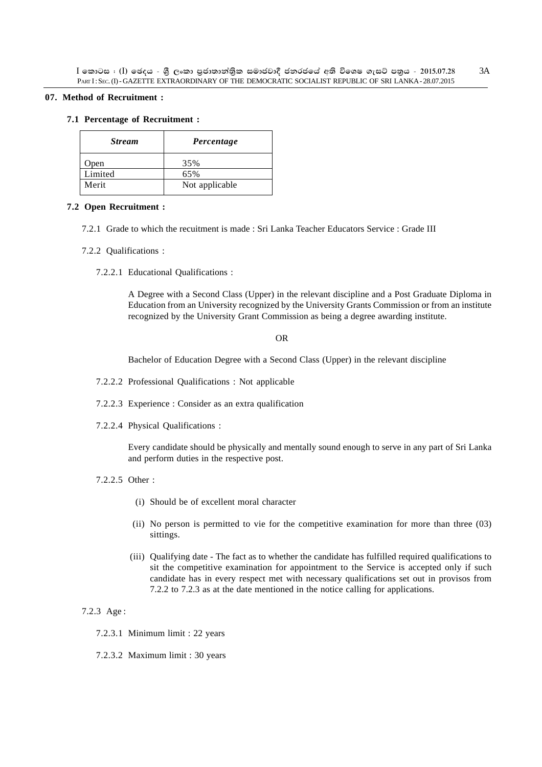**07. Method of Recruitment :**

**7.1 Percentage of Recruitment :**

| *Stream* | *Percentage* |
|---|---|
| Open | 35% |
| Limited | 65% |
| Merit | Not applicable |

**7.2 Open Recruitment :**

7.2.1 Grade to which the recuitment is made : Sri Lanka Teacher Educators Service : Grade III

7.2.2 Qualifications :

7.2.2.1 Educational Qualifications :

A Degree with a Second Class (Upper) in the relevant discipline and a Post Graduate Diploma in Education from an University recognized by the University Grants Commission or from an institute recognized by the University Grant Commission as being a degree awarding institute.

OR

Bachelor of Education Degree with a Second Class (Upper) in the relevant discipline

7.2.2.2 Professional Qualifications : Not applicable

7.2.2.3 Experience : Consider as an extra qualification

7.2.2.4 Physical Qualifications :

Every candidate should be physically and mentally sound enough to serve in any part of Sri Lanka and perform duties in the respective post.

7.2.2.5 Other :

(i) Should be of excellent moral character

(ii) No person is permitted to vie for the competitive examination for more than three (03) sittings.

(iii) Qualifying date - The fact as to whether the candidate has fulfilled required qualifications to sit the competitive examination for appointment to the Service is accepted only if such candidate has in every respect met with necessary qualifications set out in provisos from 7.2.2 to 7.2.3 as at the date mentioned in the notice calling for applications.

7.2.3 Age :

7.2.3.1 Minimum limit : 22 years

7.2.3.2 Maximum limit : 30 years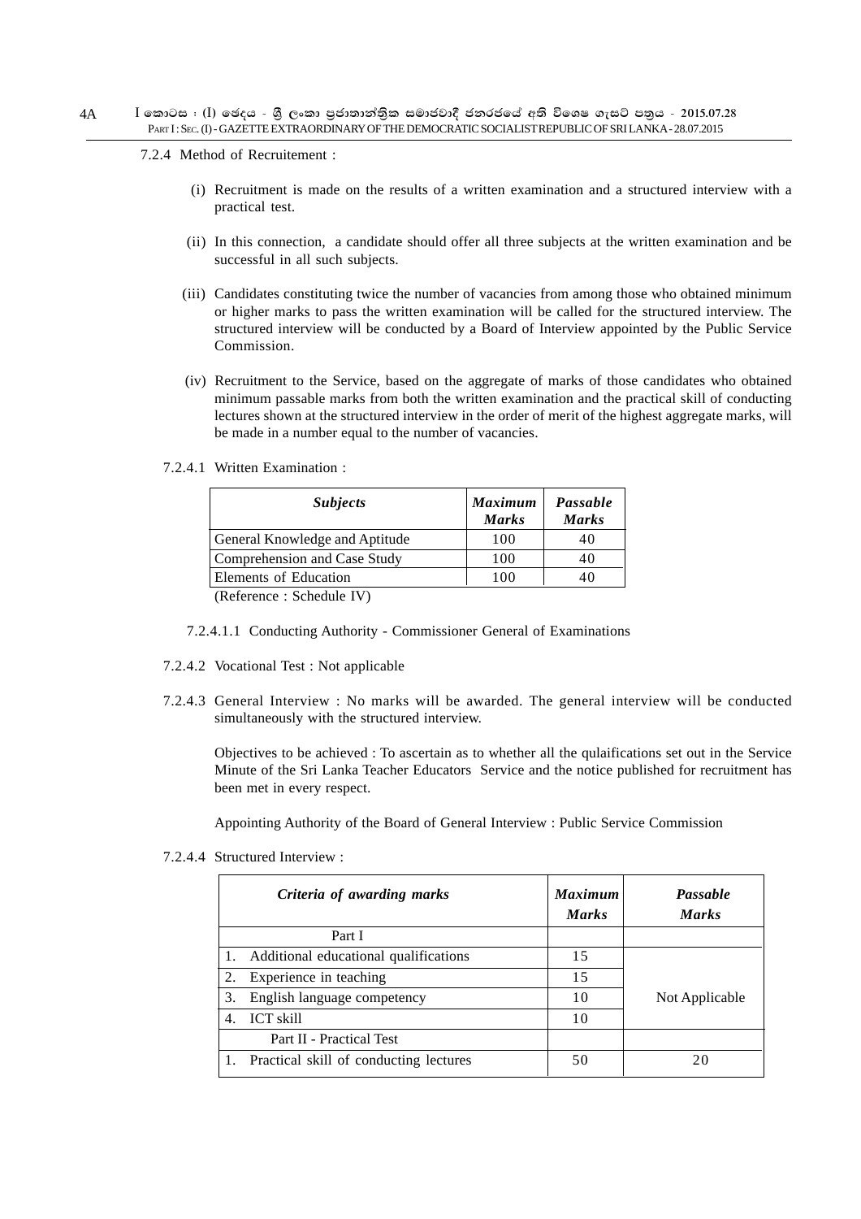7.2.4 Method of Recruitement :

(i) Recruitment is made on the results of a written examination and a structured interview with a practical test.

(ii) In this connection, a candidate should offer all three subjects at the written examination and be successful in all such subjects.

(iii) Candidates constituting twice the number of vacancies from among those who obtained minimum or higher marks to pass the written examination will be called for the structured interview. The structured interview will be conducted by a Board of Interview appointed by the Public Service Commission.

(iv) Recruitment to the Service, based on the aggregate of marks of those candidates who obtained minimum passable marks from both the written examination and the practical skill of conducting lectures shown at the structured interview in the order of merit of the highest aggregate marks, will be made in a number equal to the number of vacancies.

7.2.4.1 Written Examination :

| ***Subjects*** | ***Maximum Marks*** | ***Passable Marks*** |
|---|---|---|
| General Knowledge and Aptitude | 100 | 40 |
| Comprehension and Case Study | 100 | 40 |
| Elements of Education | 100 | 40 |

(Reference : Schedule IV)

7.2.4.1.1 Conducting Authority - Commissioner General of Examinations

7.2.4.2 Vocational Test : Not applicable

7.2.4.3 General Interview : No marks will be awarded. The general interview will be conducted simultaneously with the structured interview.

Objectives to be achieved : To ascertain as to whether all the qulaifications set out in the Service Minute of the Sri Lanka Teacher Educators Service and the notice published for recruitment has been met in every respect.

Appointing Authority of the Board of General Interview : Public Service Commission

7.2.4.4 Structured Interview :

| ***Criteria of awarding marks*** | ***Maximum Marks*** | ***Passable Marks*** |
|---|---|---|
| Part I | | |
| 1. Additional educational qualifications | 15 | Not Applicable |
| 2. Experience in teaching | 15 | |
| 3. English language competency | 10 | |
| 4. ICT skill | 10 | |
| Part II - Practical Test | | |
| 1. Practical skill of conducting lectures | 50 | 20 |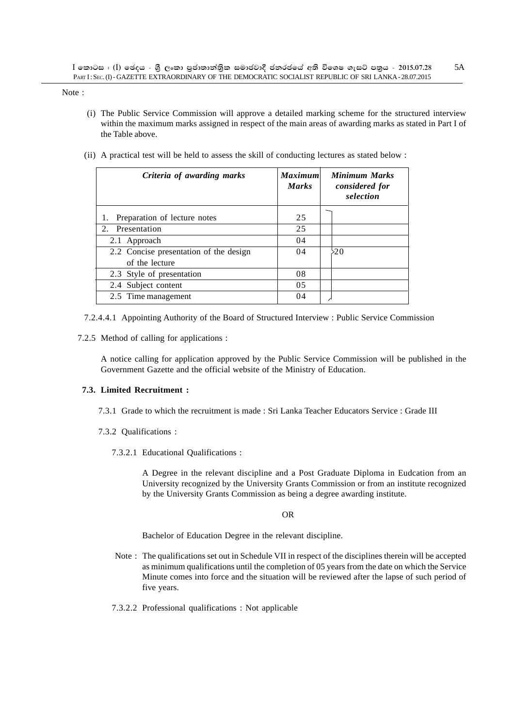Note :

(i) The Public Service Commission will approve a detailed marking scheme for the structured interview within the maximum marks assigned in respect of the main areas of awarding marks as stated in Part I of the Table above.

(ii) A practical test will be held to assess the skill of conducting lectures as stated below :

| *Criteria of awarding marks* | *Maximum Marks* | *Minimum Marks considered for selection* |
|---|---|---|
| 1. Preparation of lecture notes | 25 | |
| 2. Presentation | 25 | |
| 2.1 Approach | 04 | |
| 2.2 Concise presentation of the design of the lecture | 04 | 20 |
| 2.3 Style of presentation | 08 | |
| 2.4 Subject content | 05 | |
| 2.5 Time management | 04 | |

7.2.4.4.1 Appointing Authority of the Board of Structured Interview : Public Service Commission

7.2.5 Method of calling for applications :

A notice calling for application approved by the Public Service Commission will be published in the Government Gazette and the official website of the Ministry of Education.

**7.3. Limited Recruitment :**

7.3.1 Grade to which the recruitment is made : Sri Lanka Teacher Educators Service : Grade III

7.3.2 Qualifications :

7.3.2.1 Educational Qualifications :

A Degree in the relevant discipline and a Post Graduate Diploma in Eudcation from an University recognized by the University Grants Commission or from an institute recognized by the University Grants Commission as being a degree awarding institute.

OR

Bachelor of Education Degree in the relevant discipline.

Note : The qualifications set out in Schedule VII in respect of the disciplines therein will be accepted as minimum qualifications until the completion of 05 years from the date on which the Service Minute comes into force and the situation will be reviewed after the lapse of such period of five years.

7.3.2.2 Professional qualifications : Not applicable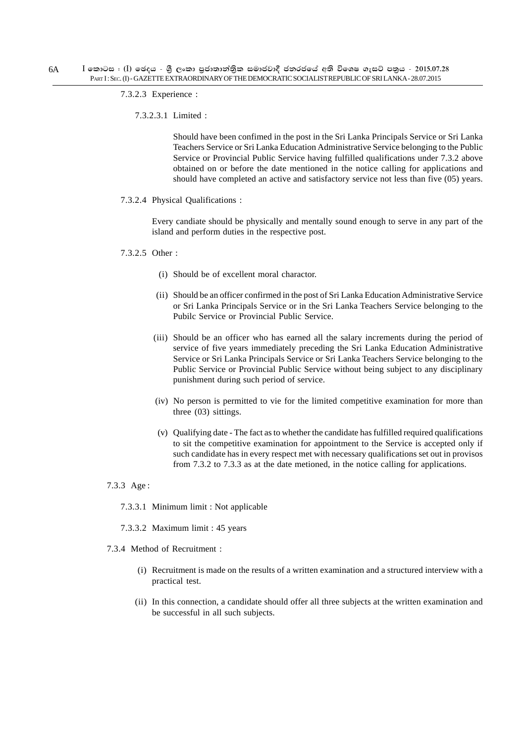7.3.2.3 Experience :

7.3.2.3.1 Limited :

Should have been confimed in the post in the Sri Lanka Principals Service or Sri Lanka Teachers Service or Sri Lanka Education Administrative Service belonging to the Public Service or Provincial Public Service having fulfilled qualifications under 7.3.2 above obtained on or before the date mentioned in the notice calling for applications and should have completed an active and satisfactory service not less than five (05) years.

7.3.2.4 Physical Qualifications :

Every candiate should be physically and mentally sound enough to serve in any part of the island and perform duties in the respective post.

7.3.2.5 Other :

(i) Should be of excellent moral charactor.

(ii) Should be an officer confirmed in the post of Sri Lanka Education Administrative Service or Sri Lanka Principals Service or in the Sri Lanka Teachers Service belonging to the Pubilc Service or Provincial Public Service.

(iii) Should be an officer who has earned all the salary increments during the period of service of five years immediately preceding the Sri Lanka Education Administrative Service or Sri Lanka Principals Service or Sri Lanka Teachers Service belonging to the Public Service or Provincial Public Service without being subject to any disciplinary punishment during such period of service.

(iv) No person is permitted to vie for the limited competitive examination for more than three (03) sittings.

(v) Qualifying date - The fact as to whether the candidate has fulfilled required qualifications to sit the competitive examination for appointment to the Service is accepted only if such candidate has in every respect met with necessary qualifications set out in provisos from 7.3.2 to 7.3.3 as at the date metioned, in the notice calling for applications.

7.3.3 Age :

7.3.3.1 Minimum limit : Not applicable

7.3.3.2 Maximum limit : 45 years

7.3.4 Method of Recruitment :

(i) Recruitment is made on the results of a written examination and a structured interview with a practical test.

(ii) In this connection, a candidate should offer all three subjects at the written examination and be successful in all such subjects.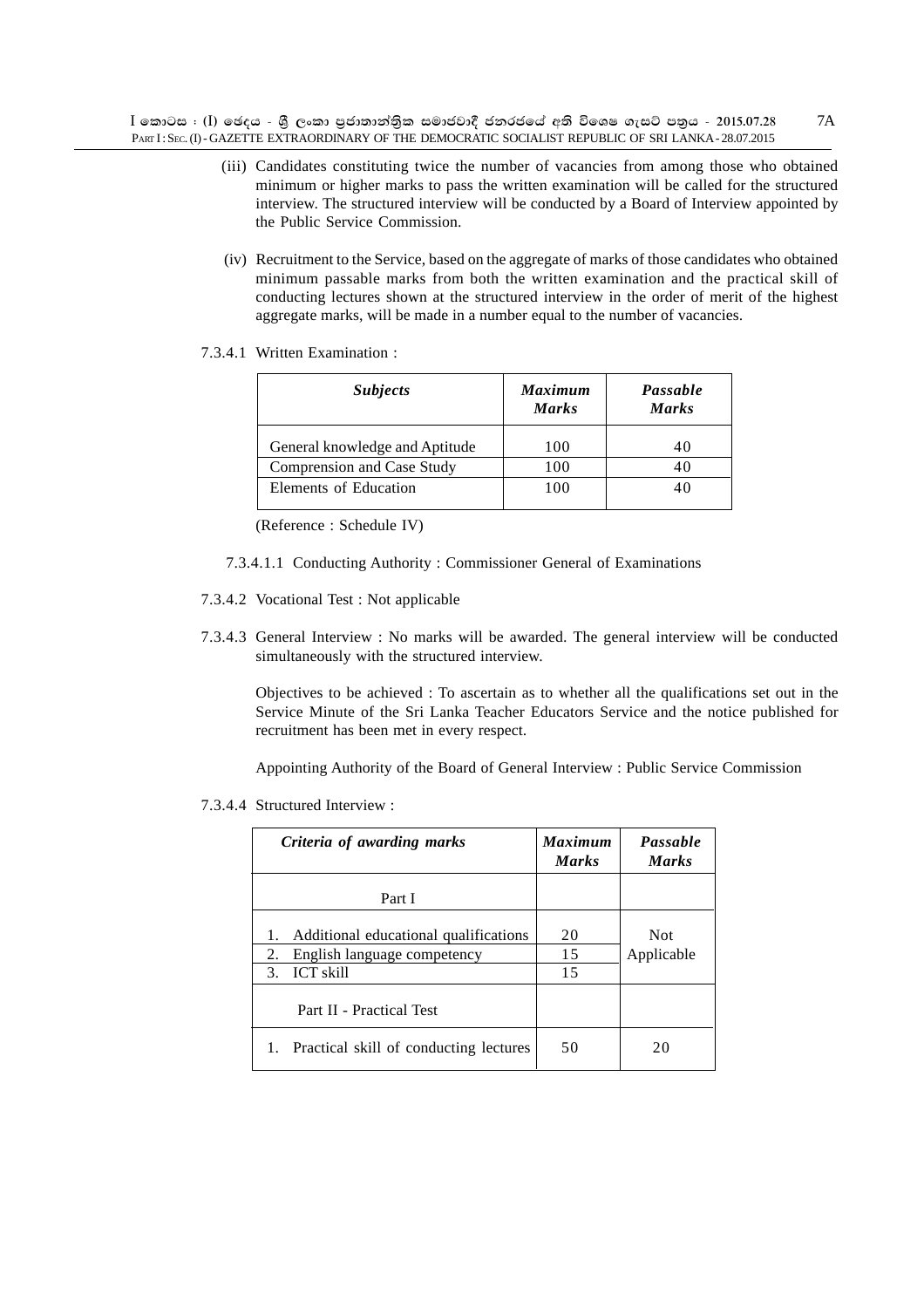(iii) Candidates constituting twice the number of vacancies from among those who obtained minimum or higher marks to pass the written examination will be called for the structured interview. The structured interview will be conducted by a Board of Interview appointed by the Public Service Commission.

(iv) Recruitment to the Service, based on the aggregate of marks of those candidates who obtained minimum passable marks from both the written examination and the practical skill of conducting lectures shown at the structured interview in the order of merit of the highest aggregate marks, will be made in a number equal to the number of vacancies.

7.3.4.1 Written Examination :

| ***Subjects*** | ***Maximum Marks*** | ***Passable Marks*** |
|---|---|---|
| General knowledge and Aptitude | 100 | 40 |
| Comprension and Case Study | 100 | 40 |
| Elements of Education | 100 | 40 |

(Reference : Schedule IV)

7.3.4.1.1 Conducting Authority : Commissioner General of Examinations

7.3.4.2 Vocational Test : Not applicable

7.3.4.3 General Interview : No marks will be awarded. The general interview will be conducted simultaneously with the structured interview.

Objectives to be achieved : To ascertain as to whether all the qualifications set out in the Service Minute of the Sri Lanka Teacher Educators Service and the notice published for recruitment has been met in every respect.

Appointing Authority of the Board of General Interview : Public Service Commission

7.3.4.4 Structured Interview :

| ***Criteria of awarding marks*** | ***Maximum Marks*** | ***Passable Marks*** |
|---|---|---|
| Part I | | |
| 1. Additional educational qualifications | 20 | Not Applicable |
| 2. English language competency | 15 | |
| 3. ICT skill | 15 | |
| Part II - Practical Test | | |
| 1. Practical skill of conducting lectures | 50 | 20 |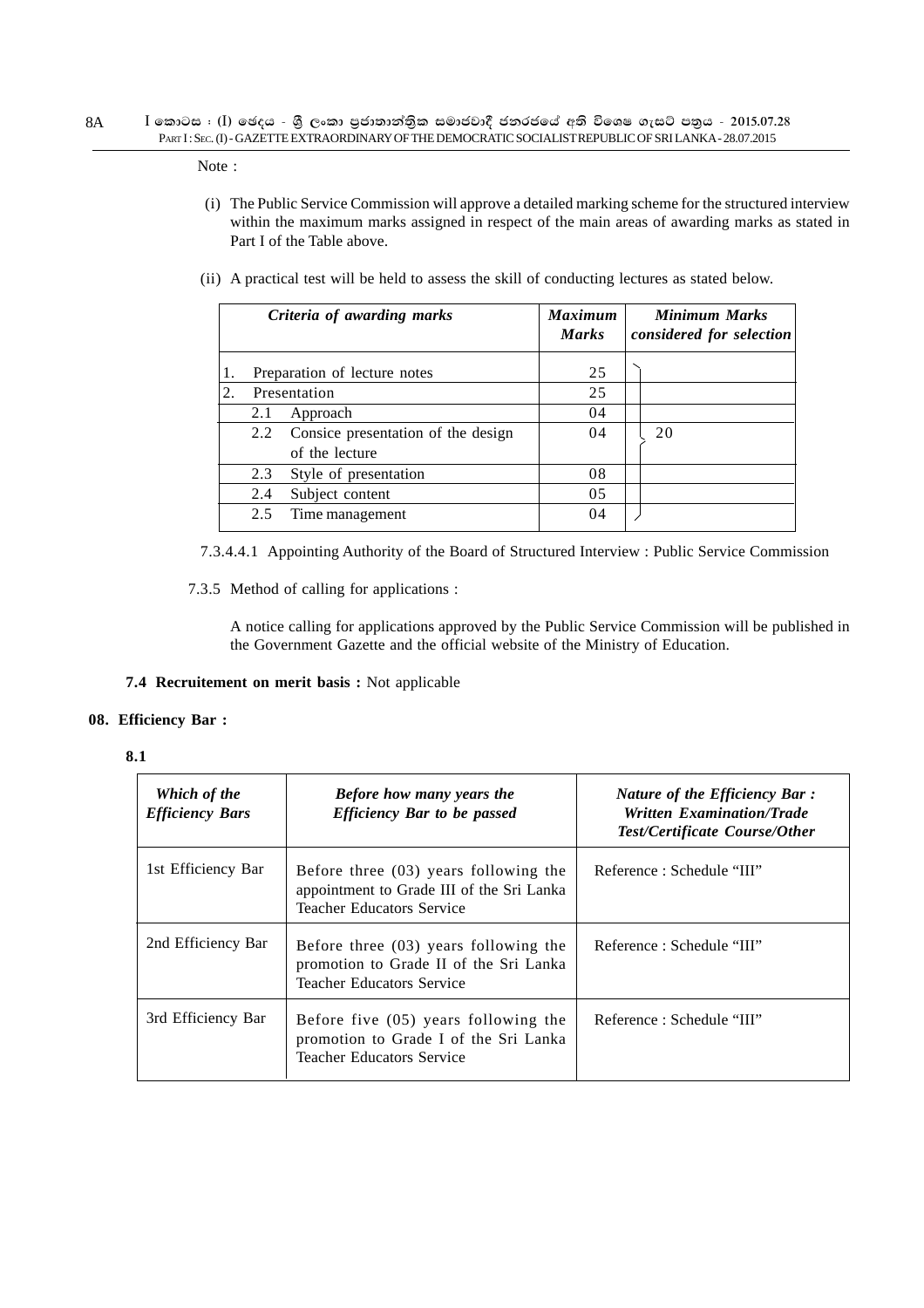Note :

(i) The Public Service Commission will approve a detailed marking scheme for the structured interview within the maximum marks assigned in respect of the main areas of awarding marks as stated in Part I of the Table above.

(ii) A practical test will be held to assess the skill of conducting lectures as stated below.

| *Criteria of awarding marks* | *Maximum Marks* | *Minimum Marks considered for selection* |
|---|---|---|
| 1. Preparation of lecture notes | 25 | 20 |
| 2. Presentation | 25 | |
| 2.1 Approach | 04 | |
| 2.2 Consice presentation of the design of the lecture | 04 | |
| 2.3 Style of presentation | 08 | |
| 2.4 Subject content | 05 | |
| 2.5 Time management | 04 | |

7.3.4.4.1 Appointing Authority of the Board of Structured Interview : Public Service Commission

7.3.5 Method of calling for applications :

A notice calling for applications approved by the Public Service Commission will be published in the Government Gazette and the official website of the Ministry of Education.

**7.4 Recruitement on merit basis :** Not applicable

**08. Efficiency Bar :**

**8.1**

| *Which of the Efficiency Bars* | *Before how many years the Efficiency Bar to be passed* | *Nature of the Efficiency Bar : Written Examination/Trade Test/Certificate Course/Other* |
|---|---|---|
| 1st Efficiency Bar | Before three (03) years following the appointment to Grade III of the Sri Lanka Teacher Educators Service | Reference : Schedule "III" |
| 2nd Efficiency Bar | Before three (03) years following the promotion to Grade II of the Sri Lanka Teacher Educators Service | Reference : Schedule "III" |
| 3rd Efficiency Bar | Before five (05) years following the promotion to Grade I of the Sri Lanka Teacher Educators Service | Reference : Schedule "III" |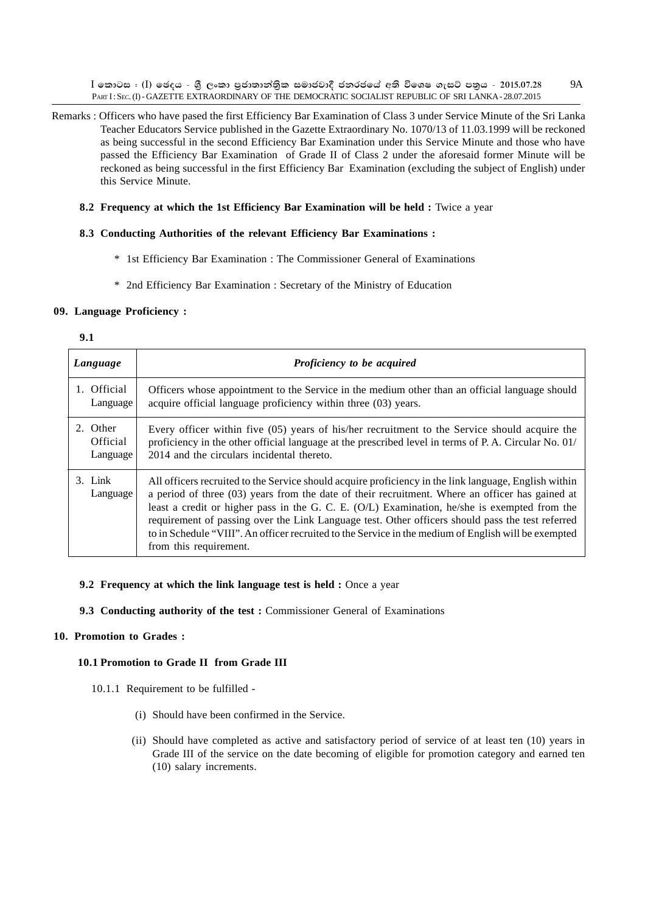Remarks : Officers who have pased the first Efficiency Bar Examination of Class 3 under Service Minute of the Sri Lanka Teacher Educators Service published in the Gazette Extraordinary No. 1070/13 of 11.03.1999 will be reckoned as being successful in the second Efficiency Bar Examination under this Service Minute and those who have passed the Efficiency Bar Examination of Grade II of Class 2 under the aforesaid former Minute will be reckoned as being successful in the first Efficiency Bar Examination (excluding the subject of English) under this Service Minute.

**8.2 Frequency at which the 1st Efficiency Bar Examination will be held :** Twice a year

**8.3 Conducting Authorities of the relevant Efficiency Bar Examinations :**

- 1st Efficiency Bar Examination : The Commissioner General of Examinations
- 2nd Efficiency Bar Examination : Secretary of the Ministry of Education

**09. Language Proficiency :**

**9.1**

| *Language* | *Proficiency to be acquired* |
|---|---|
| 1. Official Language | Officers whose appointment to the Service in the medium other than an official language should acquire official language proficiency within three (03) years. |
| 2. Other Official Language | Every officer within five (05) years of his/her recruitment to the Service should acquire the proficiency in the other official language at the prescribed level in terms of P. A. Circular No. 01/ 2014 and the circulars incidental thereto. |
| 3. Link Language | All officers recruited to the Service should acquire proficiency in the link language, English within a period of three (03) years from the date of their recruitment. Where an officer has gained at least a credit or higher pass in the G. C. E. (O/L) Examination, he/she is exempted from the requirement of passing over the Link Language test. Other officers should pass the test referred to in Schedule "VIII". An officer recruited to the Service in the medium of English will be exempted from this requirement. |

**9.2 Frequency at which the link language test is held :** Once a year

**9.3 Conducting authority of the test :** Commissioner General of Examinations

**10. Promotion to Grades :**

**10.1 Promotion to Grade II from Grade III**

10.1.1 Requirement to be fulfilled -

(i) Should have been confirmed in the Service.

(ii) Should have completed as active and satisfactory period of service of at least ten (10) years in Grade III of the service on the date becoming of eligible for promotion category and earned ten (10) salary increments.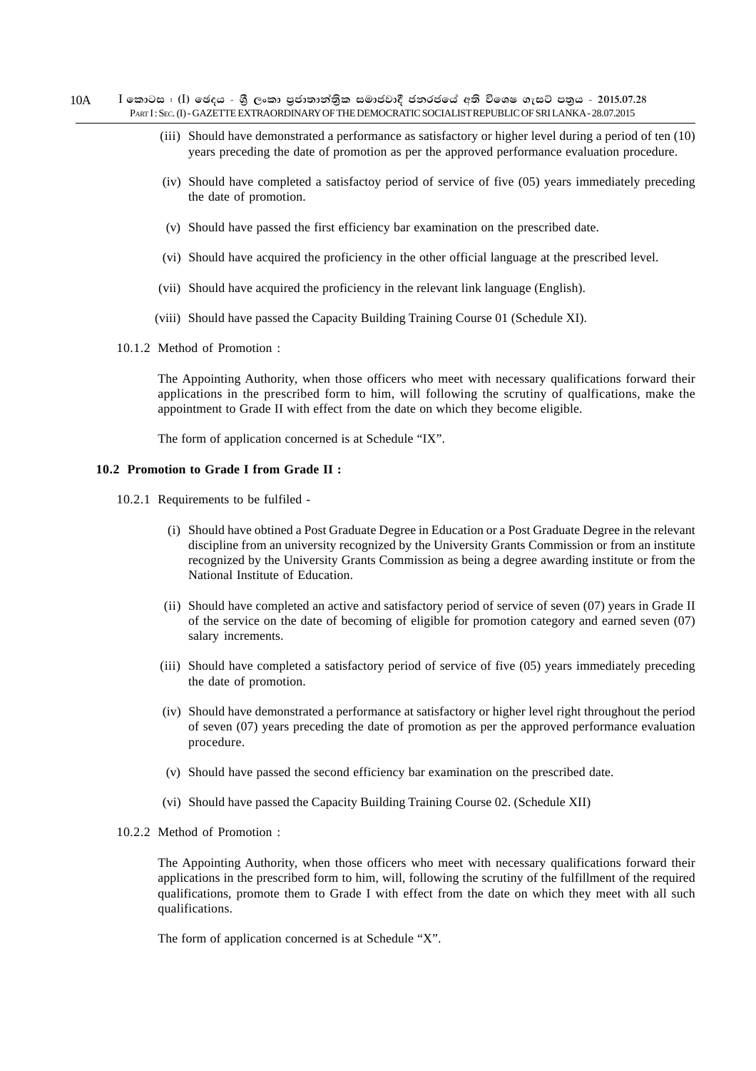(iii) Should have demonstrated a performance as satisfactory or higher level during a period of ten (10) years preceding the date of promotion as per the approved performance evaluation procedure.

(iv) Should have completed a satisfactoy period of service of five (05) years immediately preceding the date of promotion.

(v) Should have passed the first efficiency bar examination on the prescribed date.

(vi) Should have acquired the proficiency in the other official language at the prescribed level.

(vii) Should have acquired the proficiency in the relevant link language (English).

(viii) Should have passed the Capacity Building Training Course 01 (Schedule XI).

10.1.2 Method of Promotion :

The Appointing Authority, when those officers who meet with necessary qualifications forward their applications in the prescribed form to him, will following the scrutiny of qualfications, make the appointment to Grade II with effect from the date on which they become eligible.

The form of application concerned is at Schedule "IX".

**10.2 Promotion to Grade I from Grade II :**

10.2.1 Requirements to be fulfiled -

(i) Should have obtined a Post Graduate Degree in Education or a Post Graduate Degree in the relevant discipline from an university recognized by the University Grants Commission or from an institute recognized by the University Grants Commission as being a degree awarding institute or from the National Institute of Education.

(ii) Should have completed an active and satisfactory period of service of seven (07) years in Grade II of the service on the date of becoming of eligible for promotion category and earned seven (07) salary increments.

(iii) Should have completed a satisfactory period of service of five (05) years immediately preceding the date of promotion.

(iv) Should have demonstrated a performance at satisfactory or higher level right throughout the period of seven (07) years preceding the date of promotion as per the approved performance evaluation procedure.

(v) Should have passed the second efficiency bar examination on the prescribed date.

(vi) Should have passed the Capacity Building Training Course 02. (Schedule XII)

10.2.2 Method of Promotion :

The Appointing Authority, when those officers who meet with necessary qualifications forward their applications in the prescribed form to him, will, following the scrutiny of the fulfillment of the required qualifications, promote them to Grade I with effect from the date on which they meet with all such qualifications.

The form of application concerned is at Schedule "X".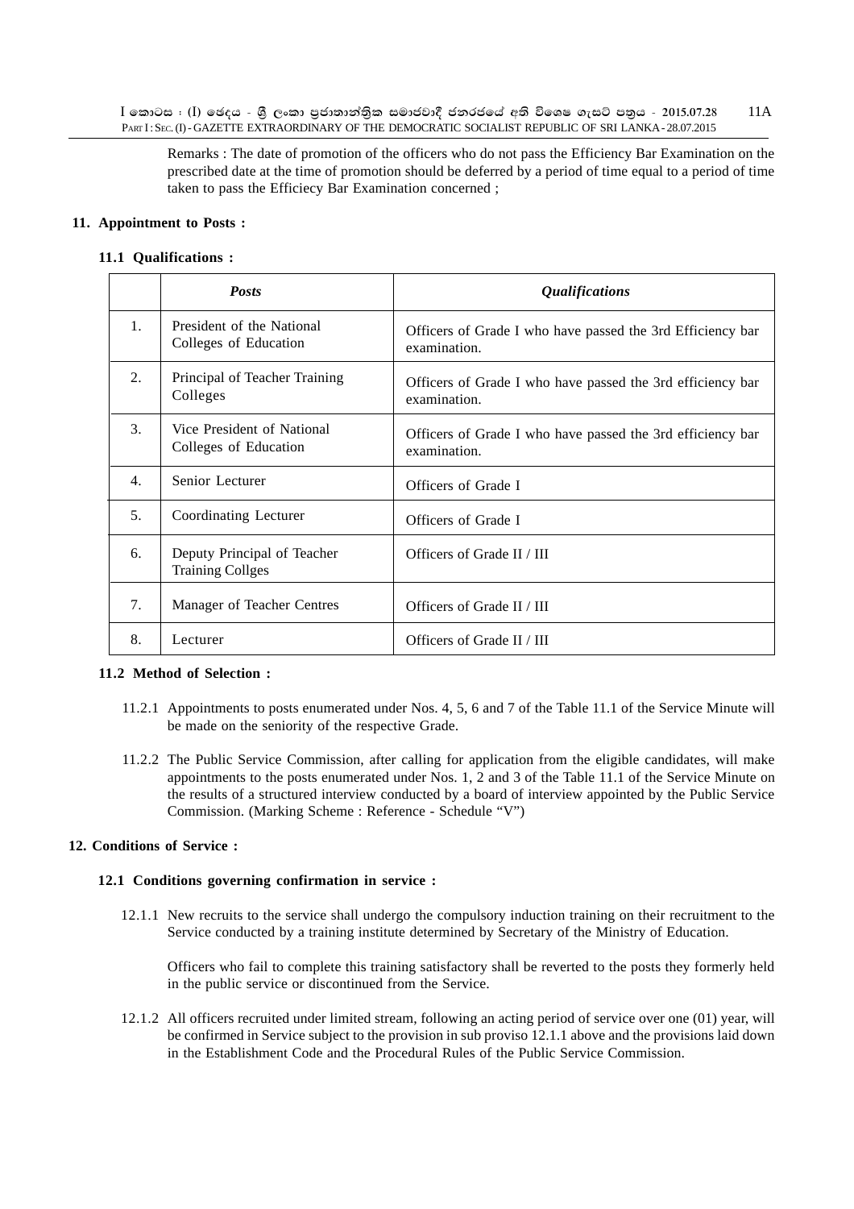Remarks : The date of promotion of the officers who do not pass the Efficiency Bar Examination on the prescribed date at the time of promotion should be deferred by a period of time equal to a period of time taken to pass the Efficiecy Bar Examination concerned ;

**11. Appointment to Posts :**

**11.1 Qualifications :**

| | *Posts* | *Qualifications* |
|---|---|---|
| 1. | President of the National Colleges of Education | Officers of Grade I who have passed the 3rd Efficiency bar examination. |
| 2. | Principal of Teacher Training Colleges | Officers of Grade I who have passed the 3rd efficiency bar examination. |
| 3. | Vice President of National Colleges of Education | Officers of Grade I who have passed the 3rd efficiency bar examination. |
| 4. | Senior Lecturer | Officers of Grade I |
| 5. | Coordinating Lecturer | Officers of Grade I |
| 6. | Deputy Principal of Teacher Training Collges | Officers of Grade II / III |
| 7. | Manager of Teacher Centres | Officers of Grade II / III |
| 8. | Lecturer | Officers of Grade II / III |

**11.2 Method of Selection :**

11.2.1 Appointments to posts enumerated under Nos. 4, 5, 6 and 7 of the Table 11.1 of the Service Minute will be made on the seniority of the respective Grade.

11.2.2 The Public Service Commission, after calling for application from the eligible candidates, will make appointments to the posts enumerated under Nos. 1, 2 and 3 of the Table 11.1 of the Service Minute on the results of a structured interview conducted by a board of interview appointed by the Public Service Commission. (Marking Scheme : Reference - Schedule "V")

**12. Conditions of Service :**

**12.1 Conditions governing confirmation in service :**

12.1.1 New recruits to the service shall undergo the compulsory induction training on their recruitment to the Service conducted by a training institute determined by Secretary of the Ministry of Education.

Officers who fail to complete this training satisfactory shall be reverted to the posts they formerly held in the public service or discontinued from the Service.

12.1.2 All officers recruited under limited stream, following an acting period of service over one (01) year, will be confirmed in Service subject to the provision in sub proviso 12.1.1 above and the provisions laid down in the Establishment Code and the Procedural Rules of the Public Service Commission.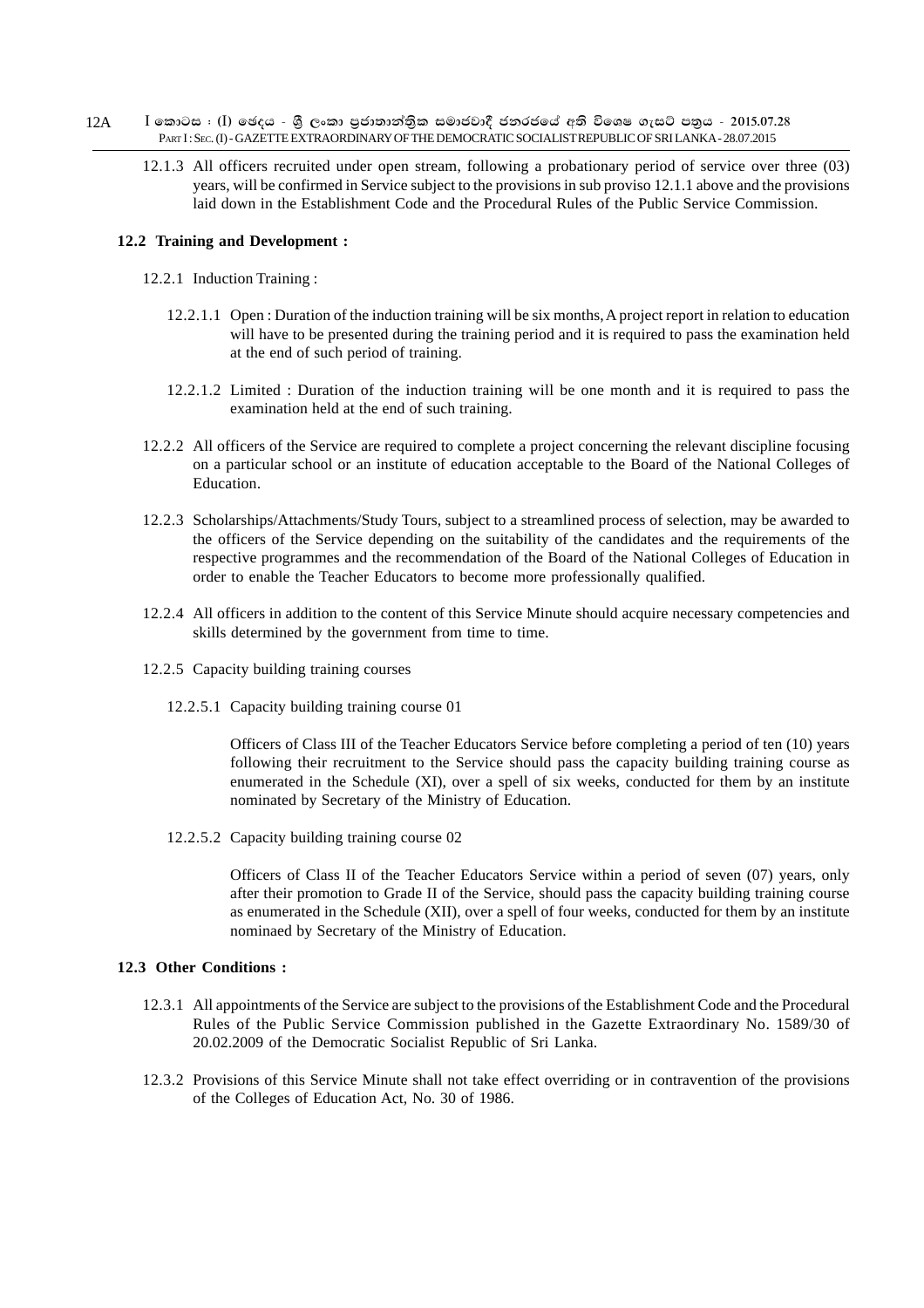12.1.3 All officers recruited under open stream, following a probationary period of service over three (03) years, will be confirmed in Service subject to the provisions in sub proviso 12.1.1 above and the provisions laid down in the Establishment Code and the Procedural Rules of the Public Service Commission.

**12.2 Training and Development :**

12.2.1 Induction Training :

12.2.1.1 Open : Duration of the induction training will be six months, A project report in relation to education will have to be presented during the training period and it is required to pass the examination held at the end of such period of training.

12.2.1.2 Limited : Duration of the induction training will be one month and it is required to pass the examination held at the end of such training.

12.2.2 All officers of the Service are required to complete a project concerning the relevant discipline focusing on a particular school or an institute of education acceptable to the Board of the National Colleges of Education.

12.2.3 Scholarships/Attachments/Study Tours, subject to a streamlined process of selection, may be awarded to the officers of the Service depending on the suitability of the candidates and the requirements of the respective programmes and the recommendation of the Board of the National Colleges of Education in order to enable the Teacher Educators to become more professionally qualified.

12.2.4 All officers in addition to the content of this Service Minute should acquire necessary competencies and skills determined by the government from time to time.

12.2.5 Capacity building training courses

12.2.5.1 Capacity building training course 01

Officers of Class III of the Teacher Educators Service before completing a period of ten (10) years following their recruitment to the Service should pass the capacity building training course as enumerated in the Schedule (XI), over a spell of six weeks, conducted for them by an institute nominated by Secretary of the Ministry of Education.

12.2.5.2 Capacity building training course 02

Officers of Class II of the Teacher Educators Service within a period of seven (07) years, only after their promotion to Grade II of the Service, should pass the capacity building training course as enumerated in the Schedule (XII), over a spell of four weeks, conducted for them by an institute nominaed by Secretary of the Ministry of Education.

**12.3 Other Conditions :**

12.3.1 All appointments of the Service are subject to the provisions of the Establishment Code and the Procedural Rules of the Public Service Commission published in the Gazette Extraordinary No. 1589/30 of 20.02.2009 of the Democratic Socialist Republic of Sri Lanka.

12.3.2 Provisions of this Service Minute shall not take effect overriding or in contravention of the provisions of the Colleges of Education Act, No. 30 of 1986.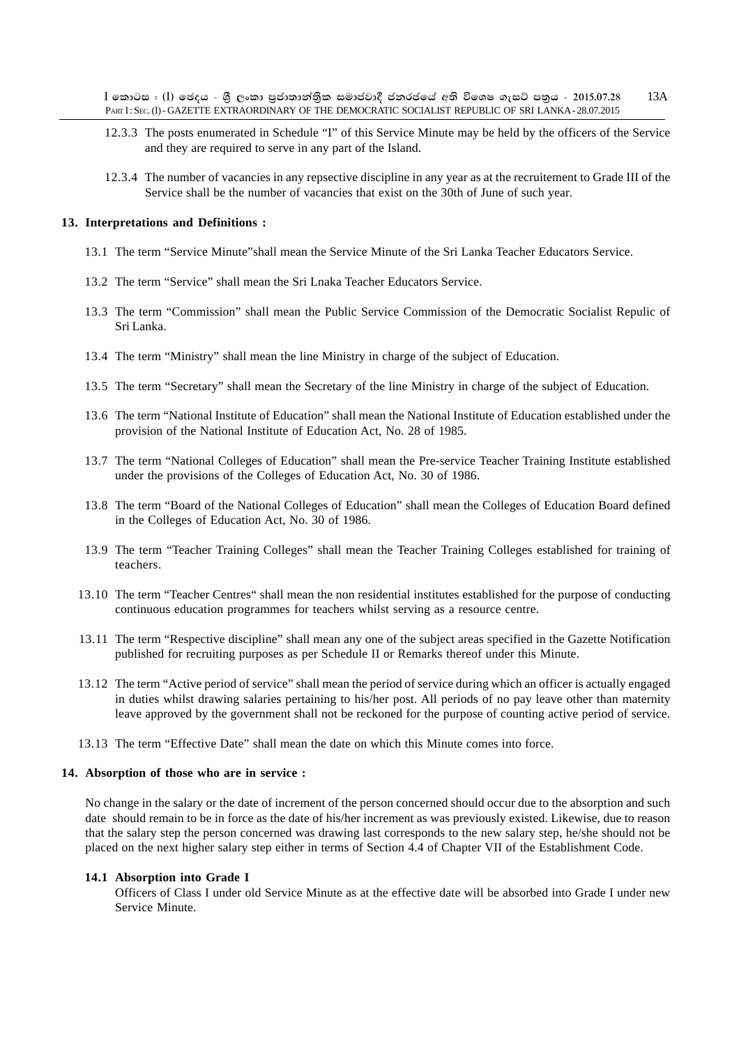12.3.3 The posts enumerated in Schedule "I" of this Service Minute may be held by the officers of the Service and they are required to serve in any part of the Island.

12.3.4 The number of vacancies in any repsective discipline in any year as at the recruitement to Grade III of the Service shall be the number of vacancies that exist on the 30th of June of such year.

**13. Interpretations and Definitions :**

13.1 The term "Service Minute"shall mean the Service Minute of the Sri Lanka Teacher Educators Service.

13.2 The term "Service" shall mean the Sri Lnaka Teacher Educators Service.

13.3 The term "Commission" shall mean the Public Service Commission of the Democratic Socialist Repulic of Sri Lanka.

13.4 The term "Ministry" shall mean the line Ministry in charge of the subject of Education.

13.5 The term "Secretary" shall mean the Secretary of the line Ministry in charge of the subject of Education.

13.6 The term "National Institute of Education" shall mean the National Institute of Education established under the provision of the National Institute of Education Act, No. 28 of 1985.

13.7 The term "National Colleges of Education" shall mean the Pre-service Teacher Training Institute established under the provisions of the Colleges of Education Act, No. 30 of 1986.

13.8 The term "Board of the National Colleges of Education" shall mean the Colleges of Education Board defined in the Colleges of Education Act, No. 30 of 1986.

13.9 The term "Teacher Training Colleges" shall mean the Teacher Training Colleges established for training of teachers.

13.10 The term "Teacher Centres" shall mean the non residential institutes established for the purpose of conducting continuous education programmes for teachers whilst serving as a resource centre.

13.11 The term "Respective discipline" shall mean any one of the subject areas specified in the Gazette Notification published for recruiting purposes as per Schedule II or Remarks thereof under this Minute.

13.12 The term "Active period of service" shall mean the period of service during which an officer is actually engaged in duties whilst drawing salaries pertaining to his/her post. All periods of no pay leave other than maternity leave approved by the government shall not be reckoned for the purpose of counting active period of service.

13.13 The term "Effective Date" shall mean the date on which this Minute comes into force.

**14. Absorption of those who are in service :**

No change in the salary or the date of increment of the person concerned should occur due to the absorption and such date should remain to be in force as the date of his/her increment as was previously existed. Likewise, due to reason that the salary step the person concerned was drawing last corresponds to the new salary step, he/she should not be placed on the next higher salary step either in terms of Section 4.4 of Chapter VII of the Establishment Code.

**14.1 Absorption into Grade I**

Officers of Class I under old Service Minute as at the effective date will be absorbed into Grade I under new Service Minute.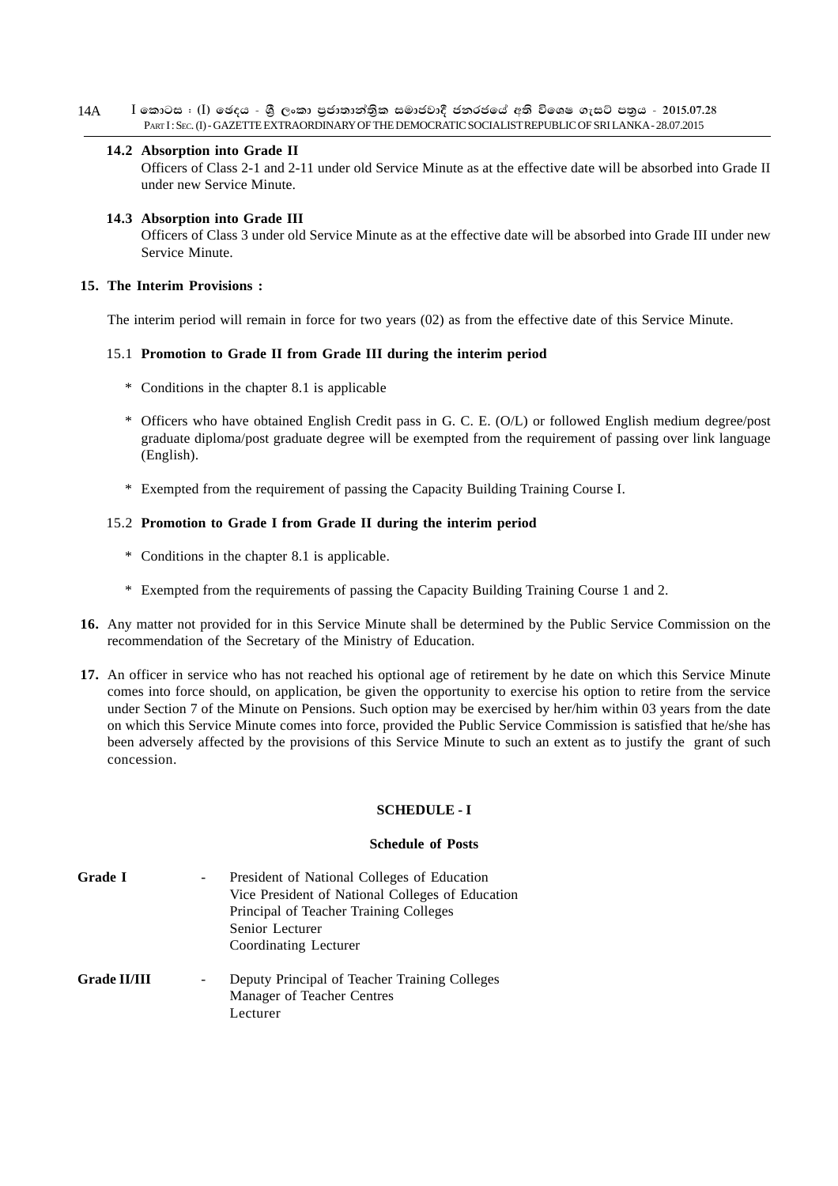**14.2 Absorption into Grade II**

Officers of Class 2-1 and 2-11 under old Service Minute as at the effective date will be absorbed into Grade II under new Service Minute.

**14.3 Absorption into Grade III**

Officers of Class 3 under old Service Minute as at the effective date will be absorbed into Grade III under new Service Minute.

**15. The Interim Provisions :**

The interim period will remain in force for two years (02) as from the effective date of this Service Minute.

15.1 **Promotion to Grade II from Grade III during the interim period**

* Conditions in the chapter 8.1 is applicable
* Officers who have obtained English Credit pass in G. C. E. (O/L) or followed English medium degree/post graduate diploma/post graduate degree will be exempted from the requirement of passing over link language (English).
* Exempted from the requirement of passing the Capacity Building Training Course I.

15.2 **Promotion to Grade I from Grade II during the interim period**

* Conditions in the chapter 8.1 is applicable.
* Exempted from the requirements of passing the Capacity Building Training Course 1 and 2.

**16.** Any matter not provided for in this Service Minute shall be determined by the Public Service Commission on the recommendation of the Secretary of the Ministry of Education.

**17.** An officer in service who has not reached his optional age of retirement by he date on which this Service Minute comes into force should, on application, be given the opportunity to exercise his option to retire from the service under Section 7 of the Minute on Pensions. Such option may be exercised by her/him within 03 years from the date on which this Service Minute comes into force, provided the Public Service Commission is satisfied that he/she has been adversely affected by the provisions of this Service Minute to such an extent as to justify the grant of such concession.

**SCHEDULE - I**

**Schedule of Posts**

| | | |
|---|---|---|
| **Grade I** | - | President of National Colleges of Education<br>Vice President of National Colleges of Education<br>Principal of Teacher Training Colleges<br>Senior Lecturer<br>Coordinating Lecturer |
| **Grade II/III** | - | Deputy Principal of Teacher Training Colleges<br>Manager of Teacher Centres<br>Lecturer |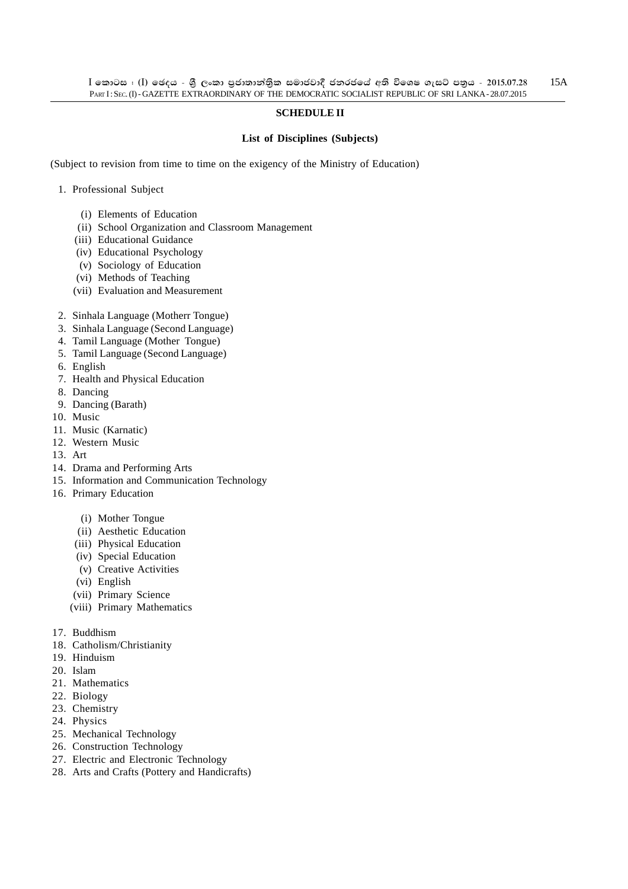## SCHEDULE II

### List of Disciplines (Subjects)

(Subject to revision from time to time on the exigency of the Ministry of Education)

1. Professional Subject
   - (i) Elements of Education
   - (ii) School Organization and Classroom Management
   - (iii) Educational Guidance
   - (iv) Educational Psychology
   - (v) Sociology of Education
   - (vi) Methods of Teaching
   - (vii) Evaluation and Measurement
2. Sinhala Language (Motherr Tongue)
3. Sinhala Language (Second Language)
4. Tamil Language (Mother Tongue)
5. Tamil Language (Second Language)
6. English
7. Health and Physical Education
8. Dancing
9. Dancing (Barath)
10. Music
11. Music (Karnatic)
12. Western Music
13. Art
14. Drama and Performing Arts
15. Information and Communication Technology
16. Primary Education
    - (i) Mother Tongue
    - (ii) Aesthetic Education
    - (iii) Physical Education
    - (iv) Special Education
    - (v) Creative Activities
    - (vi) English
    - (vii) Primary Science
    - (viii) Primary Mathematics
17. Buddhism
18. Catholism/Christianity
19. Hinduism
20. Islam
21. Mathematics
22. Biology
23. Chemistry
24. Physics
25. Mechanical Technology
26. Construction Technology
27. Electric and Electronic Technology
28. Arts and Crafts (Pottery and Handicrafts)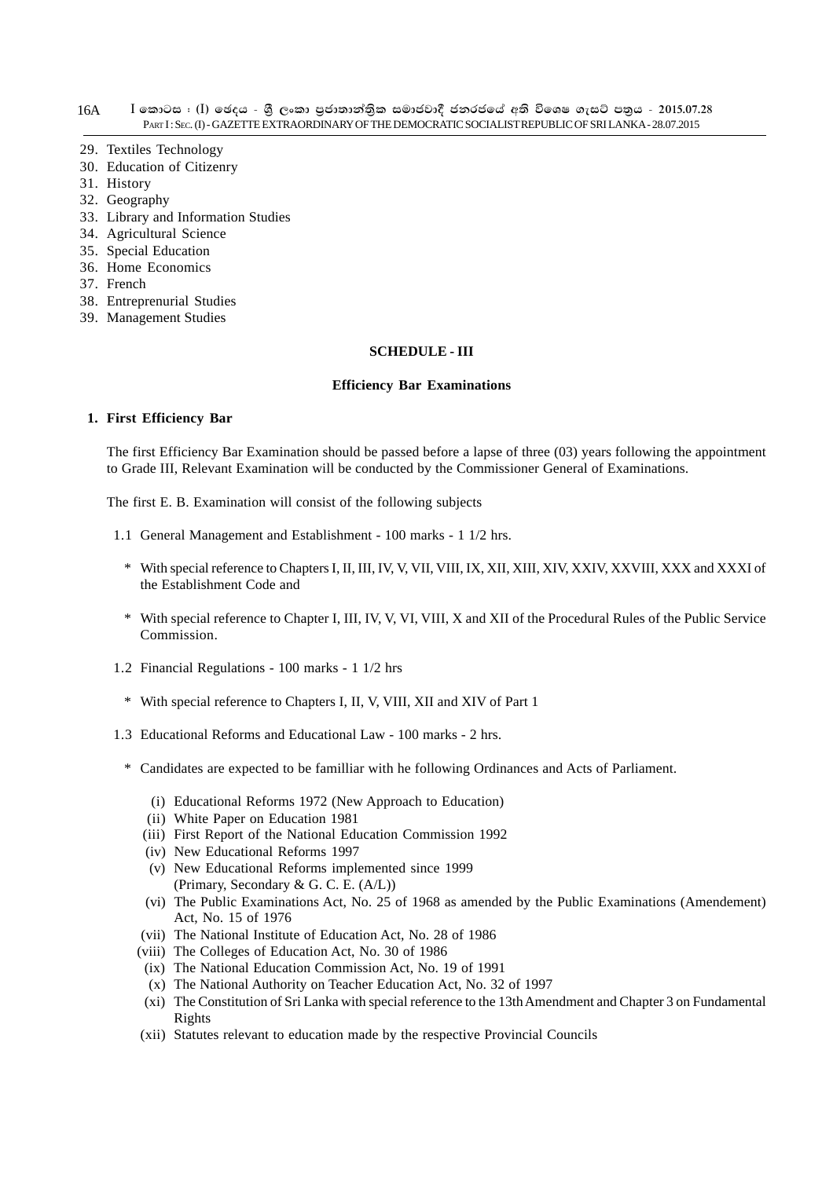29. Textiles Technology
30. Education of Citizenry
31. History
32. Geography
33. Library and Information Studies
34. Agricultural Science
35. Special Education
36. Home Economics
37. French
38. Entreprenurial Studies
39. Management Studies

**SCHEDULE - III**

**Efficiency Bar Examinations**

**1. First Efficiency Bar**

The first Efficiency Bar Examination should be passed before a lapse of three (03) years following the appointment to Grade III, Relevant Examination will be conducted by the Commissioner General of Examinations.

The first E. B. Examination will consist of the following subjects

1.1 General Management and Establishment - 100 marks - 1 1/2 hrs.

* With special reference to Chapters I, II, III, IV, V, VII, VIII, IX, XII, XIII, XIV, XXIV, XXVIII, XXX and XXXI of the Establishment Code and

* With special reference to Chapter I, III, IV, V, VI, VIII, X and XII of the Procedural Rules of the Public Service Commission.

1.2 Financial Regulations - 100 marks - 1 1/2 hrs

* With special reference to Chapters I, II, V, VIII, XII and XIV of Part 1

1.3 Educational Reforms and Educational Law - 100 marks - 2 hrs.

* Candidates are expected to be familliar with he following Ordinances and Acts of Parliament.

(i) Educational Reforms 1972 (New Approach to Education)
(ii) White Paper on Education 1981
(iii) First Report of the National Education Commission 1992
(iv) New Educational Reforms 1997
(v) New Educational Reforms implemented since 1999 (Primary, Secondary & G. C. E. (A/L))
(vi) The Public Examinations Act, No. 25 of 1968 as amended by the Public Examinations (Amendement) Act, No. 15 of 1976
(vii) The National Institute of Education Act, No. 28 of 1986
(viii) The Colleges of Education Act, No. 30 of 1986
(ix) The National Education Commission Act, No. 19 of 1991
(x) The National Authority on Teacher Education Act, No. 32 of 1997
(xi) The Constitution of Sri Lanka with special reference to the 13th Amendment and Chapter 3 on Fundamental Rights
(xii) Statutes relevant to education made by the respective Provincial Councils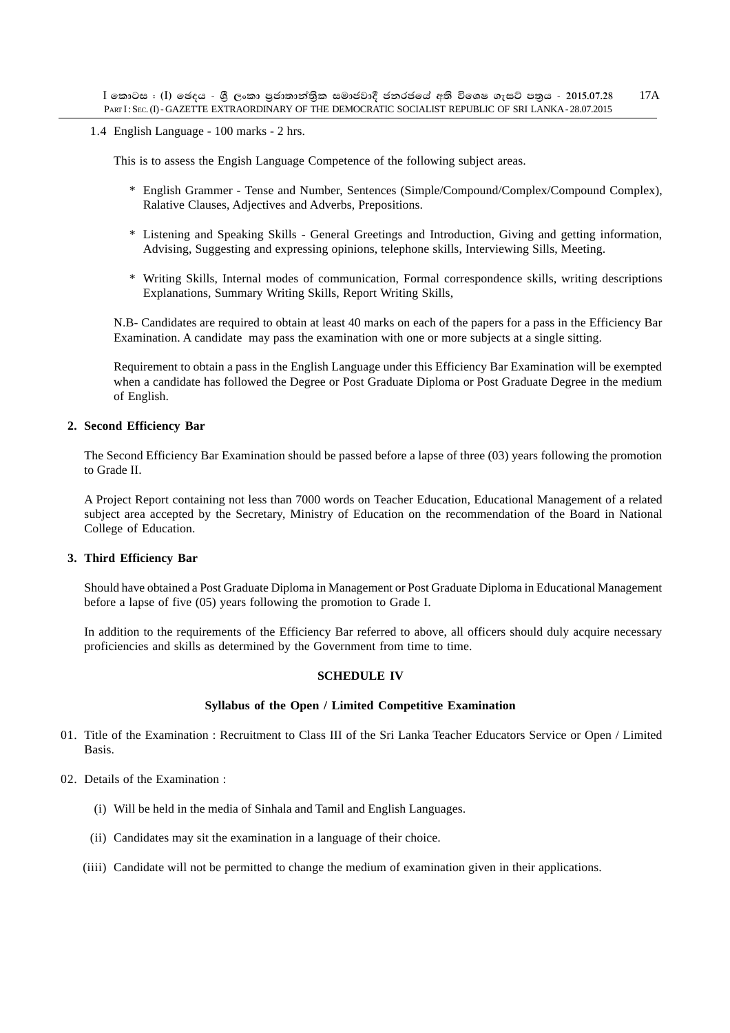1.4 English Language - 100 marks - 2 hrs.

This is to assess the Engish Language Competence of the following subject areas.

* English Grammer - Tense and Number, Sentences (Simple/Compound/Complex/Compound Complex), Ralative Clauses, Adjectives and Adverbs, Prepositions.

* Listening and Speaking Skills - General Greetings and Introduction, Giving and getting information, Advising, Suggesting and expressing opinions, telephone skills, Interviewing Sills, Meeting.

* Writing Skills, Internal modes of communication, Formal correspondence skills, writing descriptions Explanations, Summary Writing Skills, Report Writing Skills,

N.B- Candidates are required to obtain at least 40 marks on each of the papers for a pass in the Efficiency Bar Examination. A candidate may pass the examination with one or more subjects at a single sitting.

Requirement to obtain a pass in the English Language under this Efficiency Bar Examination will be exempted when a candidate has followed the Degree or Post Graduate Diploma or Post Graduate Degree in the medium of English.

**2. Second Efficiency Bar**

The Second Efficiency Bar Examination should be passed before a lapse of three (03) years following the promotion to Grade II.

A Project Report containing not less than 7000 words on Teacher Education, Educational Management of a related subject area accepted by the Secretary, Ministry of Education on the recommendation of the Board in National College of Education.

**3. Third Efficiency Bar**

Should have obtained a Post Graduate Diploma in Management or Post Graduate Diploma in Educational Management before a lapse of five (05) years following the promotion to Grade I.

In addition to the requirements of the Efficiency Bar referred to above, all officers should duly acquire necessary proficiencies and skills as determined by the Government from time to time.

## SCHEDULE IV

### Syllabus of the Open / Limited Competitive Examination

01. Title of the Examination : Recruitment to Class III of the Sri Lanka Teacher Educators Service or Open / Limited Basis.

02. Details of the Examination :

(i) Will be held in the media of Sinhala and Tamil and English Languages.

(ii) Candidates may sit the examination in a language of their choice.

(iiii) Candidate will not be permitted to change the medium of examination given in their applications.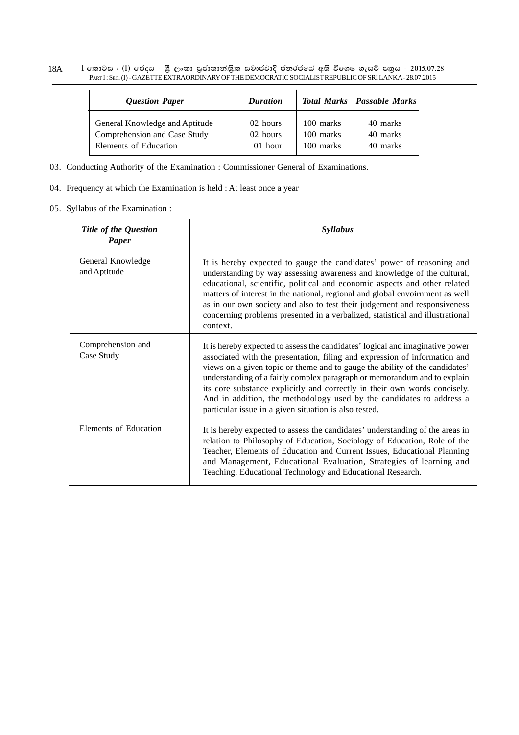| *Question Paper* | *Duration* | *Total Marks* | *Passable Marks* |
|---|---|---|---|
| General Knowledge and Aptitude | 02 hours | 100 marks | 40 marks |
| Comprehension and Case Study | 02 hours | 100 marks | 40 marks |
| Elements of Education | 01 hour | 100 marks | 40 marks |

03. Conducting Authority of the Examination : Commissioner General of Examinations.

04. Frequency at which the Examination is held : At least once a year

05. Syllabus of the Examination :

| *Title of the Question Paper* | *Syllabus* |
|---|---|
| General Knowledge and Aptitude | It is hereby expected to gauge the candidates' power of reasoning and understanding by way assessing awareness and knowledge of the cultural, educational, scientific, political and economic aspects and other related matters of interest in the national, regional and global envoirnment as well as in our own society and also to test their judgement and responsiveness concerning problems presented in a verbalized, statistical and illustrational context. |
| Comprehension and Case Study | It is hereby expected to assess the candidates' logical and imaginative power associated with the presentation, filing and expression of information and views on a given topic or theme and to gauge the ability of the candidates' understanding of a fairly complex paragraph or memorandum and to explain its core substance explicitly and correctly in their own words concisely. And in addition, the methodology used by the candidates to address a particular issue in a given situation is also tested. |
| Elements of Education | It is hereby expected to assess the candidates' understanding of the areas in relation to Philosophy of Education, Sociology of Education, Role of the Teacher, Elements of Education and Current Issues, Educational Planning and Management, Educational Evaluation, Strategies of learning and Teaching, Educational Technology and Educational Research. |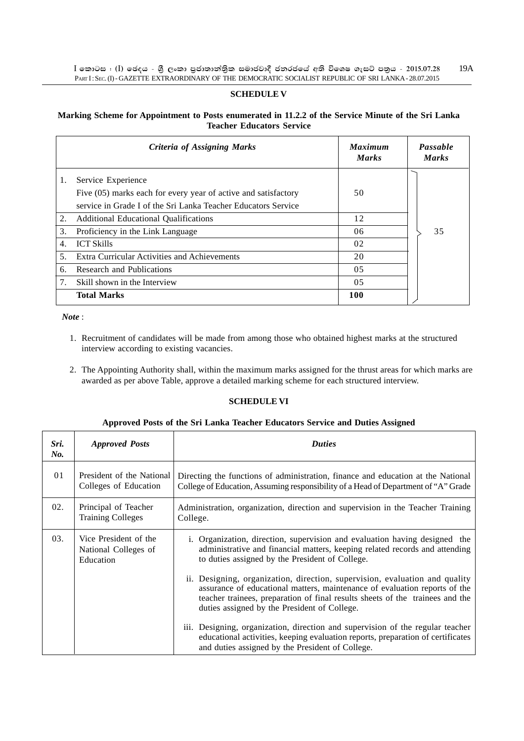## SCHEDULE V

**Marking Scheme for Appointment to Posts enumerated in 11.2.2 of the Service Minute of the Sri Lanka Teacher Educators Service**

| *Criteria of Assigning Marks* | *Maximum Marks* | *Passable Marks* |
|---|---|---|
| 1. Service Experience<br>Five (05) marks each for every year of active and satisfactory service in Grade I of the Sri Lanka Teacher Educators Service | 50 | 35 |
| 2. Additional Educational Qualifications | 12 | |
| 3. Proficiency in the Link Language | 06 | |
| 4. ICT Skills | 02 | |
| 5. Extra Curricular Activities and Achievements | 20 | |
| 6. Research and Publications | 05 | |
| 7. Skill shown in the Interview | 05 | |
| **Total Marks** | **100** | |

*Note* :

1. Recruitment of candidates will be made from among those who obtained highest marks at the structured interview according to existing vacancies.

2. The Appointing Authority shall, within the maximum marks assigned for the thrust areas for which marks are awarded as per above Table, approve a detailed marking scheme for each structured interview.

## SCHEDULE VI

**Approved Posts of the Sri Lanka Teacher Educators Service and Duties Assigned**

| *Sri. No.* | *Approved Posts* | *Duties* |
|---|---|---|
| 01 | President of the National Colleges of Education | Directing the functions of administration, finance and education at the National College of Education, Assuming responsibility of a Head of Department of "A" Grade |
| 02. | Principal of Teacher Training Colleges | Administration, organization, direction and supervision in the Teacher Training College. |
| 03. | Vice President of the National Colleges of Education | i. Organization, direction, supervision and evaluation having designed the administrative and financial matters, keeping related records and attending to duties assigned by the President of College.<br><br>ii. Designing, organization, direction, supervision, evaluation and quality assurance of educational matters, maintenance of evaluation reports of the teacher trainees, preparation of final results sheets of the trainees and the duties assigned by the President of College.<br><br>iii. Designing, organization, direction and supervision of the regular teacher educational activities, keeping evaluation reports, preparation of certificates and duties assigned by the President of College. |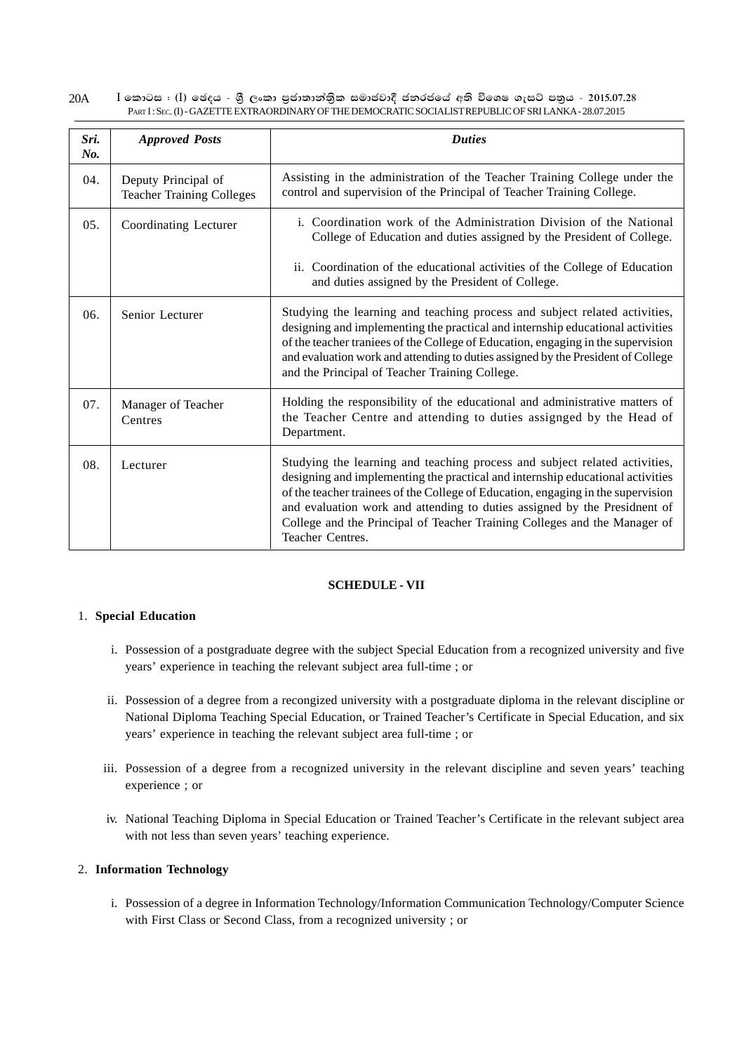| Sri. No. | Approved Posts | Duties |
|---|---|---|
| 04. | Deputy Principal of Teacher Training Colleges | Assisting in the administration of the Teacher Training College under the control and supervision of the Principal of Teacher Training College. |
| 05. | Coordinating Lecturer | i. Coordination work of the Administration Division of the National College of Education and duties assigned by the President of College.<br><br>ii. Coordination of the educational activities of the College of Education and duties assigned by the President of College. |
| 06. | Senior Lecturer | Studying the learning and teaching process and subject related activities, designing and implementing the practical and internship educational activities of the teacher traniees of the College of Education, engaging in the supervision and evaluation work and attending to duties assigned by the President of College and the Principal of Teacher Training College. |
| 07. | Manager of Teacher Centres | Holding the responsibility of the educational and administrative matters of the Teacher Centre and attending to duties assignged by the Head of Department. |
| 08. | Lecturer | Studying the learning and teaching process and subject related activities, designing and implementing the practical and internship educational activities of the teacher trainees of the College of Education, engaging in the supervision and evaluation work and attending to duties assigned by the Presidnent of College and the Principal of Teacher Training Colleges and the Manager of Teacher Centres. |

## SCHEDULE - VII

1. **Special Education**

   i. Possession of a postgraduate degree with the subject Special Education from a recognized university and five years' experience in teaching the relevant subject area full-time ; or

   ii. Possession of a degree from a recongized university with a postgraduate diploma in the relevant discipline or National Diploma Teaching Special Education, or Trained Teacher's Certificate in Special Education, and six years' experience in teaching the relevant subject area full-time ; or

   iii. Possession of a degree from a recognized university in the relevant discipline and seven years' teaching experience ; or

   iv. National Teaching Diploma in Special Education or Trained Teacher's Certificate in the relevant subject area with not less than seven years' teaching experience.

2. **Information Technology**

   i. Possession of a degree in Information Technology/Information Communication Technology/Computer Science with First Class or Second Class, from a recognized university ; or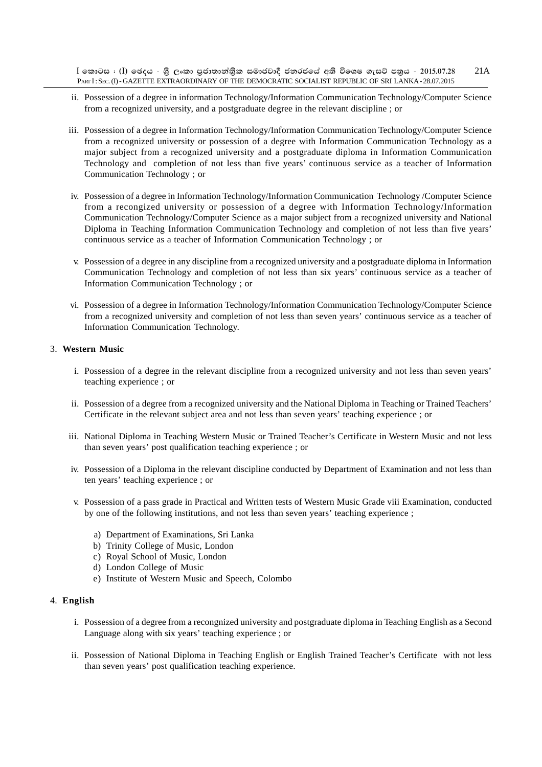ii. Possession of a degree in information Technology/Information Communication Technology/Computer Science from a recognized university, and a postgraduate degree in the relevant discipline ; or

iii. Possession of a degree in Information Technology/Information Communication Technology/Computer Science from a recognized university or possession of a degree with Information Communication Technology as a major subject from a recognized university and a postgraduate diploma in Information Communication Technology and completion of not less than five years' continuous service as a teacher of Information Communication Technology ; or

iv. Possession of a degree in Information Technology/Information Communication Technology /Computer Science from a recongized university or possession of a degree with Information Technology/Information Communication Technology/Computer Science as a major subject from a recognized university and National Diploma in Teaching Information Communication Technology and completion of not less than five years' continuous service as a teacher of Information Communication Technology ; or

v. Possession of a degree in any discipline from a recognized university and a postgraduate diploma in Information Communication Technology and completion of not less than six years' continuous service as a teacher of Information Communication Technology ; or

vi. Possession of a degree in Information Technology/Information Communication Technology/Computer Science from a recognized university and completion of not less than seven years' continuous service as a teacher of Information Communication Technology.

3. **Western Music**

i. Possession of a degree in the relevant discipline from a recognized university and not less than seven years' teaching experience ; or

ii. Possession of a degree from a recognized university and the National Diploma in Teaching or Trained Teachers' Certificate in the relevant subject area and not less than seven years' teaching experience ; or

iii. National Diploma in Teaching Western Music or Trained Teacher's Certificate in Western Music and not less than seven years' post qualification teaching experience ; or

iv. Possession of a Diploma in the relevant discipline conducted by Department of Examination and not less than ten years' teaching experience ; or

v. Possession of a pass grade in Practical and Written tests of Western Music Grade viii Examination, conducted by one of the following institutions, and not less than seven years' teaching experience ;

a) Department of Examinations, Sri Lanka
b) Trinity College of Music, London
c) Royal School of Music, London
d) London College of Music
e) Institute of Western Music and Speech, Colombo

4. **English**

i. Possession of a degree from a recongnized university and postgraduate diploma in Teaching English as a Second Language along with six years' teaching experience ; or

ii. Possession of National Diploma in Teaching English or English Trained Teacher's Certificate with not less than seven years' post qualification teaching experience.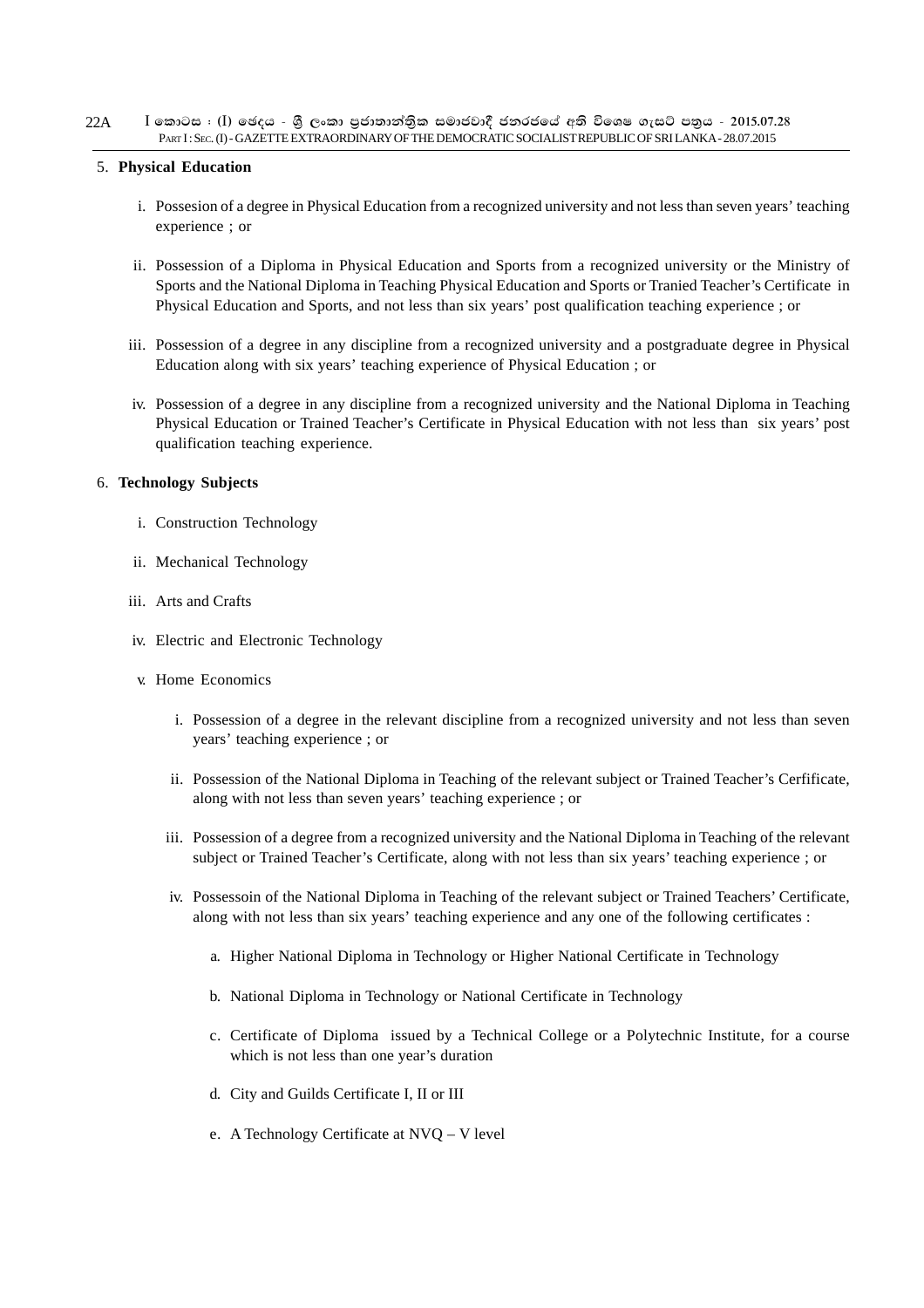5. **Physical Education**

   i. Possesion of a degree in Physical Education from a recognized university and not less than seven years' teaching experience ; or

   ii. Possession of a Diploma in Physical Education and Sports from a recognized university or the Ministry of Sports and the National Diploma in Teaching Physical Education and Sports or Tranied Teacher's Certificate in Physical Education and Sports, and not less than six years' post qualification teaching experience ; or

   iii. Possession of a degree in any discipline from a recognized university and a postgraduate degree in Physical Education along with six years' teaching experience of Physical Education ; or

   iv. Possession of a degree in any discipline from a recognized university and the National Diploma in Teaching Physical Education or Trained Teacher's Certificate in Physical Education with not less than six years' post qualification teaching experience.

6. **Technology Subjects**

   i. Construction Technology

   ii. Mechanical Technology

   iii. Arts and Crafts

   iv. Electric and Electronic Technology

   v. Home Economics

      i. Possession of a degree in the relevant discipline from a recognized university and not less than seven years' teaching experience ; or

      ii. Possession of the National Diploma in Teaching of the relevant subject or Trained Teacher's Cerfificate, along with not less than seven years' teaching experience ; or

      iii. Possession of a degree from a recognized university and the National Diploma in Teaching of the relevant subject or Trained Teacher's Certificate, along with not less than six years' teaching experience ; or

      iv. Possessoin of the National Diploma in Teaching of the relevant subject or Trained Teachers' Certificate, along with not less than six years' teaching experience and any one of the following certificates :

         a. Higher National Diploma in Technology or Higher National Certificate in Technology

         b. National Diploma in Technology or National Certificate in Technology

         c. Certificate of Diploma issued by a Technical College or a Polytechnic Institute, for a course which is not less than one year's duration

         d. City and Guilds Certificate I, II or III

         e. A Technology Certificate at NVQ – V level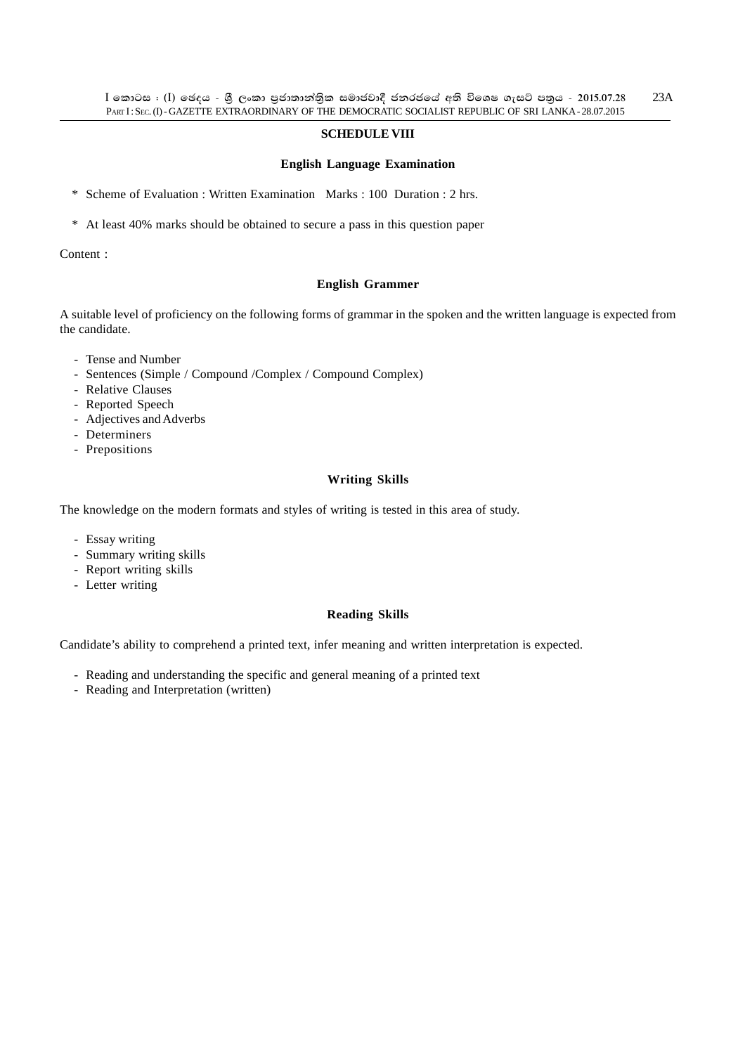## SCHEDULE VIII

### English Language Examination

* Scheme of Evaluation : Written Examination   Marks : 100  Duration : 2 hrs.

* At least 40% marks should be obtained to secure a pass in this question paper

Content :

### English Grammer

A suitable level of proficiency on the following forms of grammar in the spoken and the written language is expected from the candidate.

- Tense and Number
- Sentences (Simple / Compound /Complex / Compound Complex)
- Relative Clauses
- Reported Speech
- Adjectives and Adverbs
- Determiners
- Prepositions

### Writing Skills

The knowledge on the modern formats and styles of writing is tested in this area of study.

- Essay writing
- Summary writing skills
- Report writing skills
- Letter writing

### Reading Skills

Candidate's ability to comprehend a printed text, infer meaning and written interpretation is expected.

- Reading and understanding the specific and general meaning of a printed text
- Reading and Interpretation (written)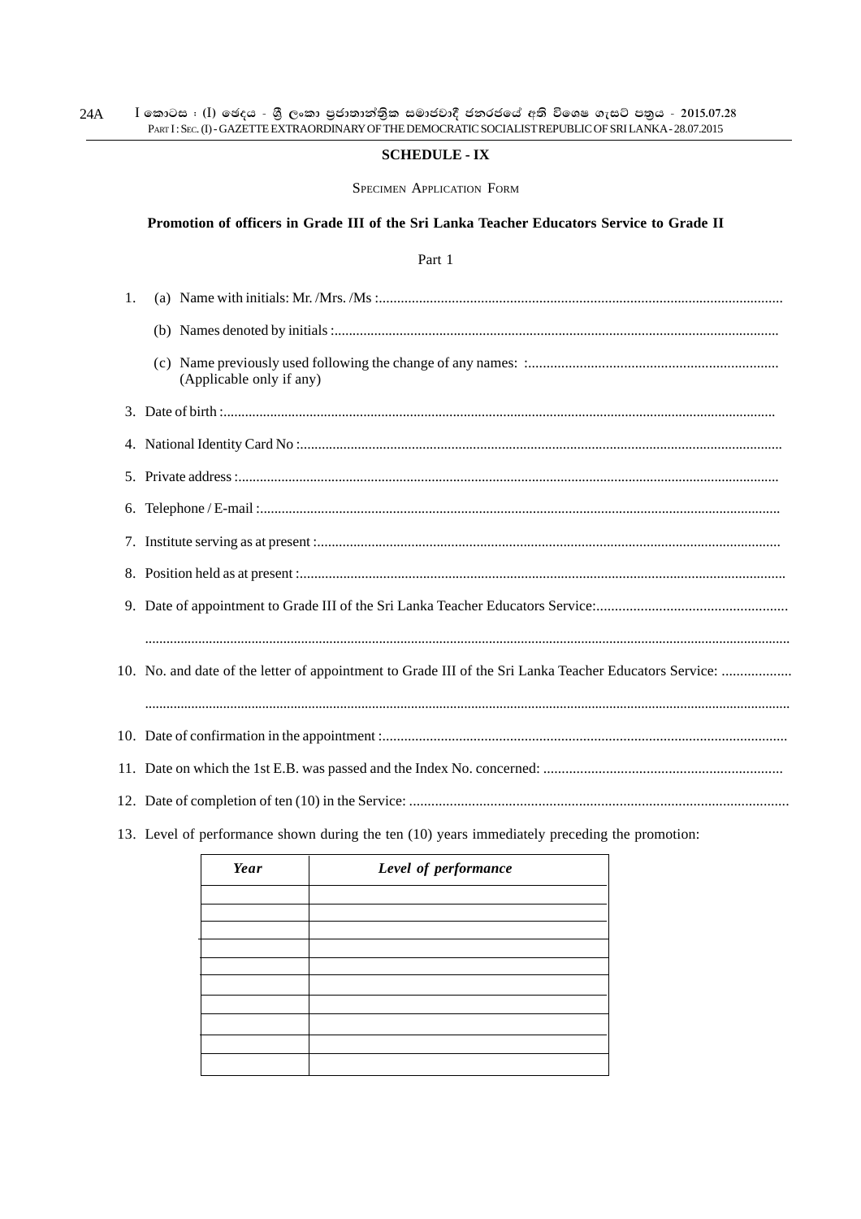## SCHEDULE - IX

SPECIMEN APPLICATION FORM

**Promotion of officers in Grade III of the Sri Lanka Teacher Educators Service to Grade II**

Part 1

1. (a) Name with initials: Mr. /Mrs. /Ms :..............................................................................................................

   (b) Names denoted by initials :..........................................................................................................................

   (c) Name previously used following the change of any names: :....................................................................
   (Applicable only if any)

3. Date of birth :........................................................................................................................................

4. National Identity Card No :....................................................................................................................

5. Private address :....................................................................................................................................

6. Telephone / E-mail :...............................................................................................................................

7. Institute serving as at present :...............................................................................................................

8. Position held as at present :....................................................................................................................

9. Date of appointment to Grade III of the Sri Lanka Teacher Educators Service:....................................................

   .................................................................................................................................................................

10. No. and date of the letter of appointment to Grade III of the Sri Lanka Teacher Educators Service: ...................

    .................................................................................................................................................................

10. Date of confirmation in the appointment :..............................................................................................

11. Date on which the 1st E.B. was passed and the Index No. concerned: .................................................................

12. Date of completion of ten (10) in the Service: .......................................................................................

13. Level of performance shown during the ten (10) years immediately preceding the promotion:

| *Year* | *Level of performance* |
|---|---|
| | |
| | |
| | |
| | |
| | |
| | |
| | |
| | |
| | |
| | |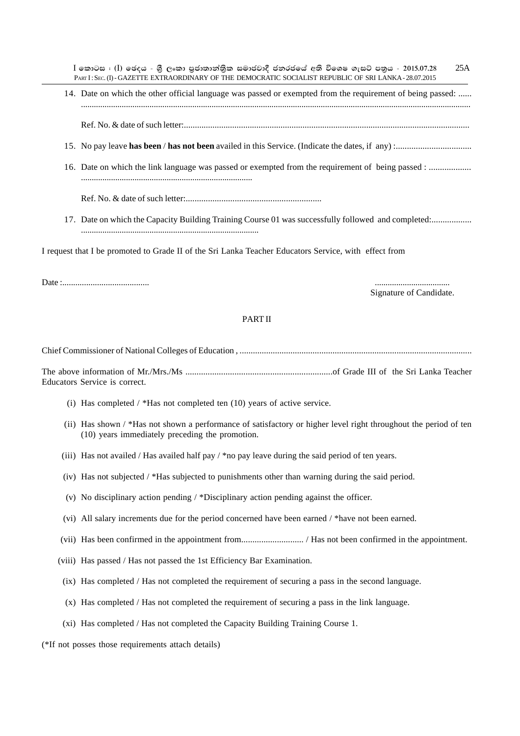14. Date on which the other official language was passed or exempted from the requirement of being passed: ......
.......................................................................................................................................................................

Ref. No. & date of such letter:.................................................................................................................................

15. No pay leave **has been** / **has not been** availed in this Service. (Indicate the dates, if any) :..................................

16. Date on which the link language was passed or exempted from the requirement of being passed : ...................
...............................................................................

Ref. No. & date of such letter:.............................................................

17. Date on which the Capacity Building Training Course 01 was successfully followed and completed:..................
.................................................................................

I request that I be promoted to Grade II of the Sri Lanka Teacher Educators Service, with effect from

Date :........................................

...................................
Signature of Candidate.

## PART II

Chief Commissioner of National Colleges of Education , ........................................................................................................

The above information of Mr./Mrs./Ms .................................................................of Grade III of the Sri Lanka Teacher Educators Service is correct.

(i) Has completed / *Has not completed ten (10) years of active service.

(ii) Has shown / *Has not shown a performance of satisfactory or higher level right throughout the period of ten (10) years immediately preceding the promotion.

(iii) Has not availed / Has availed half pay / *no pay leave during the said period of ten years.

(iv) Has not subjected / *Has subjected to punishments other than warning during the said period.

(v) No disciplinary action pending / *Disciplinary action pending against the officer.

(vi) All salary increments due for the period concerned have been earned / *have not been earned.

(vii) Has been confirmed in the appointment from............................ / Has not been confirmed in the appointment.

(viii) Has passed / Has not passed the 1st Efficiency Bar Examination.

(ix) Has completed / Has not completed the requirement of securing a pass in the second language.

(x) Has completed / Has not completed the requirement of securing a pass in the link language.

(xi) Has completed / Has not completed the Capacity Building Training Course 1.

(*If not posses those requirements attach details)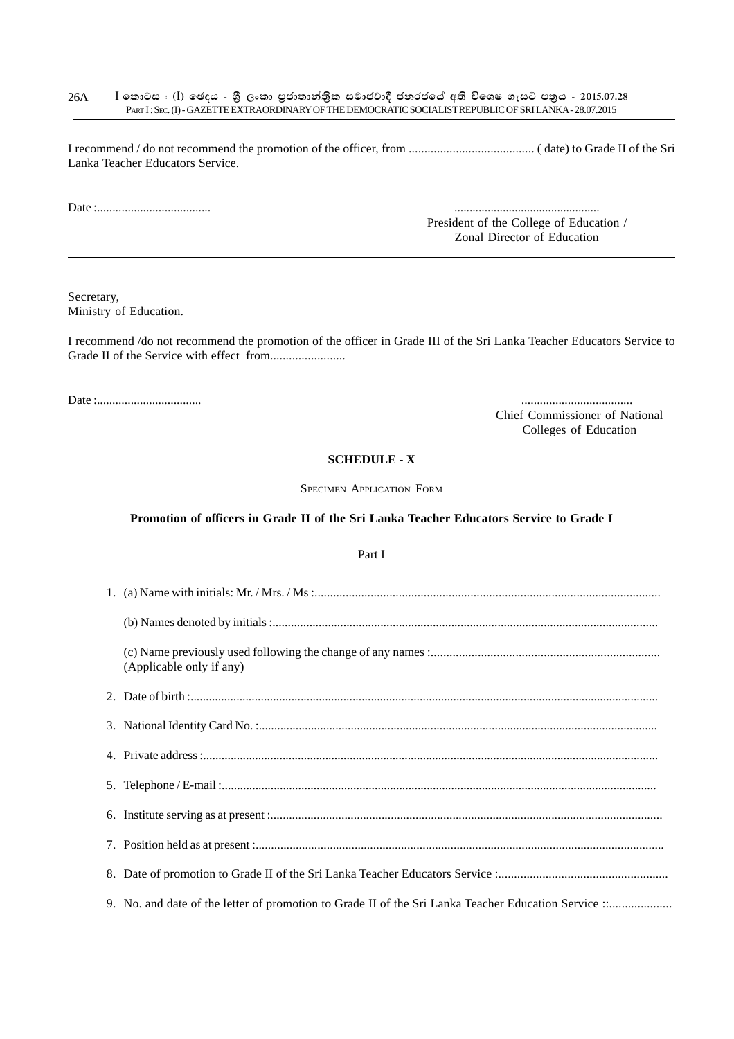I recommend / do not recommend the promotion of the officer, from ........................................ ( date) to Grade II of the Sri Lanka Teacher Educators Service.

Date :.....................................

...............................................
President of the College of Education /
Zonal Director of Education

---

Secretary,
Ministry of Education.

I recommend /do not recommend the promotion of the officer in Grade III of the Sri Lanka Teacher Educators Service to Grade II of the Service with effect from........................

Date :..................................

....................................
Chief Commissioner of National Colleges of Education

## SCHEDULE - X

SPECIMEN APPLICATION FORM

**Promotion of officers in Grade II of the Sri Lanka Teacher Educators Service to Grade I**

Part I

1. (a) Name with initials: Mr. / Mrs. / Ms :..............................................................................................................

   (b) Names denoted by initials :...........................................................................................................................

   (c) Name previously used following the change of any names :.........................................................................
   (Applicable only if any)

2. Date of birth :......................................................................................................................................................

3. National Identity Card No. :................................................................................................................................

4. Private address :..................................................................................................................................................

5. Telephone / E-mail :............................................................................................................................................

6. Institute serving as at present :.............................................................................................................................

7. Position held as at present :..................................................................................................................................

8. Date of promotion to Grade II of the Sri Lanka Teacher Educators Service :......................................................

9. No. and date of the letter of promotion to Grade II of the Sri Lanka Teacher Education Service ::....................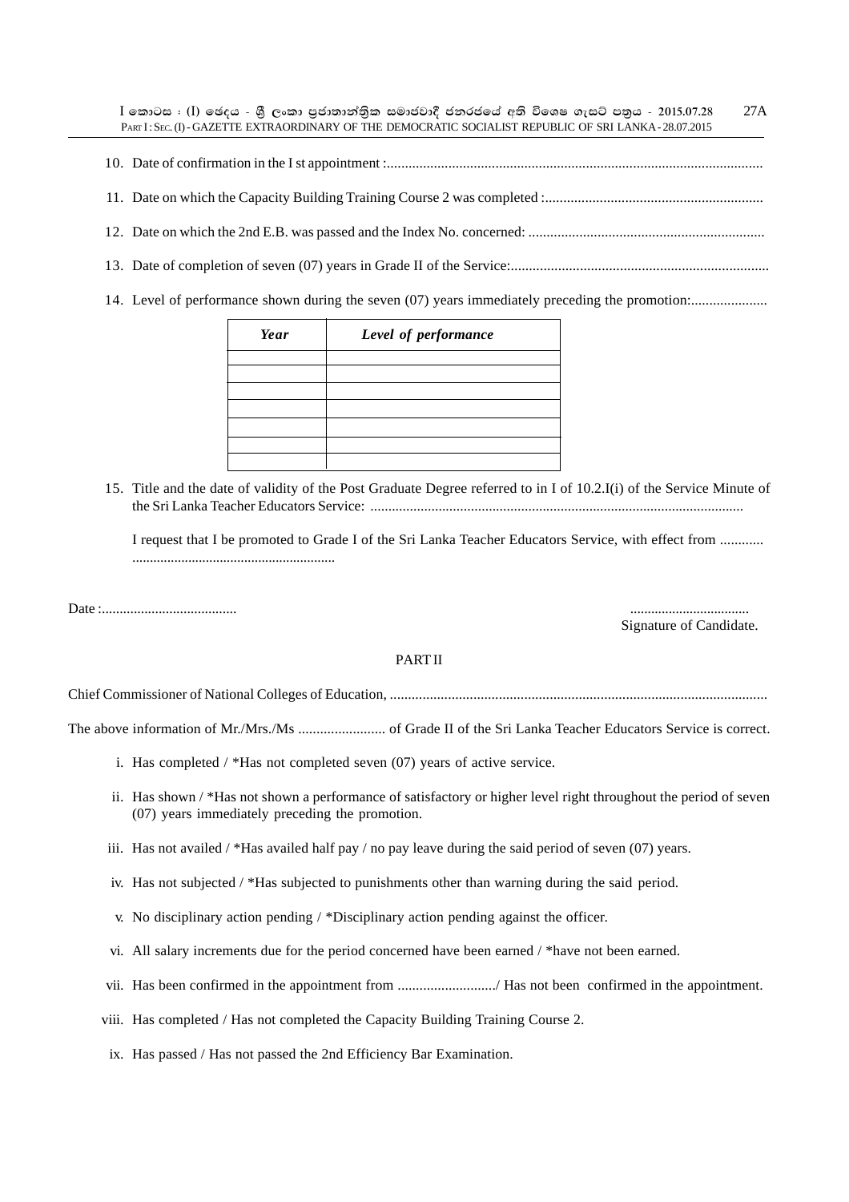10. Date of confirmation in the I st appointment :.......................................................................................................

11. Date on which the Capacity Building Training Course 2 was completed :............................................................

12. Date on which the 2nd E.B. was passed and the Index No. concerned: ................................................................

13. Date of completion of seven (07) years in Grade II of the Service:.......................................................................

14. Level of performance shown during the seven (07) years immediately preceding the promotion:.....................

| ***Year*** | ***Level of performance*** |
|---|---|
| | |
| | |
| | |
| | |
| | |
| | |
| | |

15. Title and the date of validity of the Post Graduate Degree referred to in I of 10.2.I(i) of the Service Minute of the Sri Lanka Teacher Educators Service: .......................................................................................................

I request that I be promoted to Grade I of the Sri Lanka Teacher Educators Service, with effect from ............ .........................................................

Date :......................................

..................................
Signature of Candidate.

PART II

Chief Commissioner of National Colleges of Education, .......................................................................................................

The above information of Mr./Mrs./Ms ........................ of Grade II of the Sri Lanka Teacher Educators Service is correct.

i. Has completed / *Has not completed seven (07) years of active service.

ii. Has shown / *Has not shown a performance of satisfactory or higher level right throughout the period of seven (07) years immediately preceding the promotion.

iii. Has not availed / *Has availed half pay / no pay leave during the said period of seven (07) years.

iv. Has not subjected / *Has subjected to punishments other than warning during the said period.

v. No disciplinary action pending / *Disciplinary action pending against the officer.

vi. All salary increments due for the period concerned have been earned / *have not been earned.

vii. Has been confirmed in the appointment from .........................../ Has not been confirmed in the appointment.

viii. Has completed / Has not completed the Capacity Building Training Course 2.

ix. Has passed / Has not passed the 2nd Efficiency Bar Examination.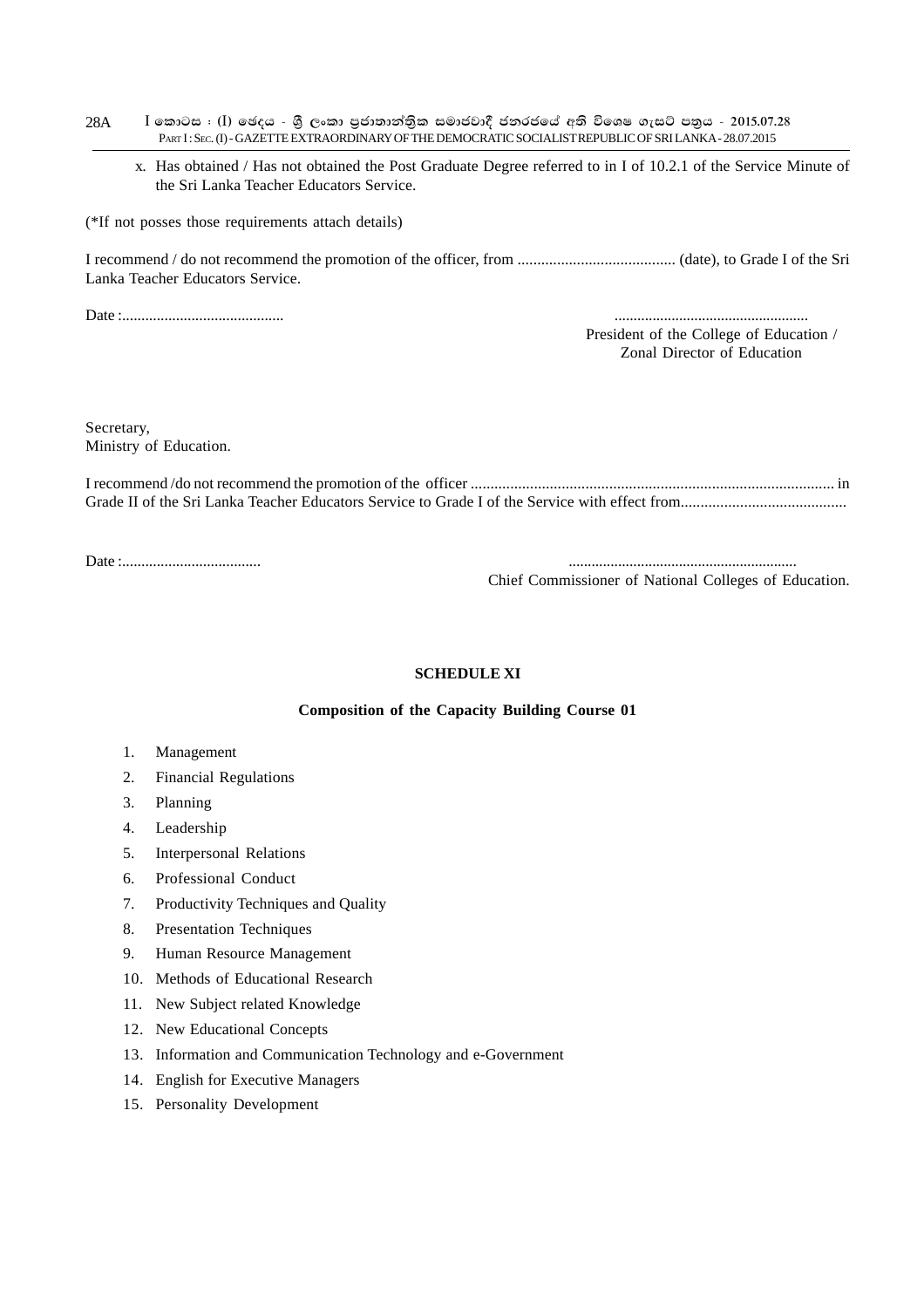x. Has obtained / Has not obtained the Post Graduate Degree referred to in I of 10.2.1 of the Service Minute of the Sri Lanka Teacher Educators Service.

(*If not posses those requirements attach details)

I recommend / do not recommend the promotion of the officer, from ........................................ (date), to Grade I of the Sri Lanka Teacher Educators Service.

Date :..........................................

..................................................
President of the College of Education /
Zonal Director of Education

Secretary,
Ministry of Education.

I recommend /do not recommend the promotion of the officer ........................................................................................... in Grade II of the Sri Lanka Teacher Educators Service to Grade I of the Service with effect from..........................................

Date :....................................

...........................................................
Chief Commissioner of National Colleges of Education.

## SCHEDULE XI

### Composition of the Capacity Building Course 01

1. Management
2. Financial Regulations
3. Planning
4. Leadership
5. Interpersonal Relations
6. Professional Conduct
7. Productivity Techniques and Quality
8. Presentation Techniques
9. Human Resource Management
10. Methods of Educational Research
11. New Subject related Knowledge
12. New Educational Concepts
13. Information and Communication Technology and e-Government
14. English for Executive Managers
15. Personality Development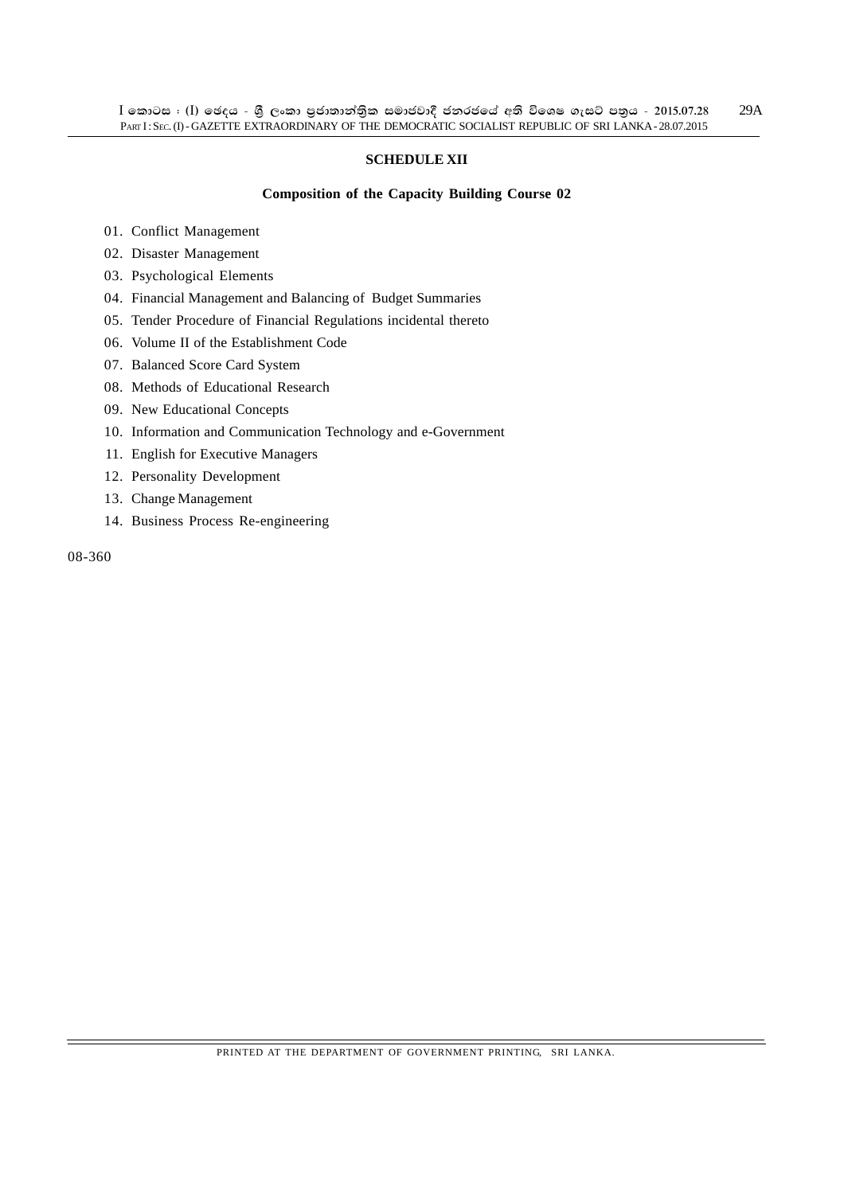## SCHEDULE XII

### Composition of the Capacity Building Course 02

01. Conflict Management
02. Disaster Management
03. Psychological Elements
04. Financial Management and Balancing of Budget Summaries
05. Tender Procedure of Financial Regulations incidental thereto
06. Volume II of the Establishment Code
07. Balanced Score Card System
08. Methods of Educational Research
09. New Educational Concepts
10. Information and Communication Technology and e-Government
11. English for Executive Managers
12. Personality Development
13. Change Management
14. Business Process Re-engineering

08-360

PRINTED AT THE DEPARTMENT OF GOVERNMENT PRINTING, SRI LANKA.